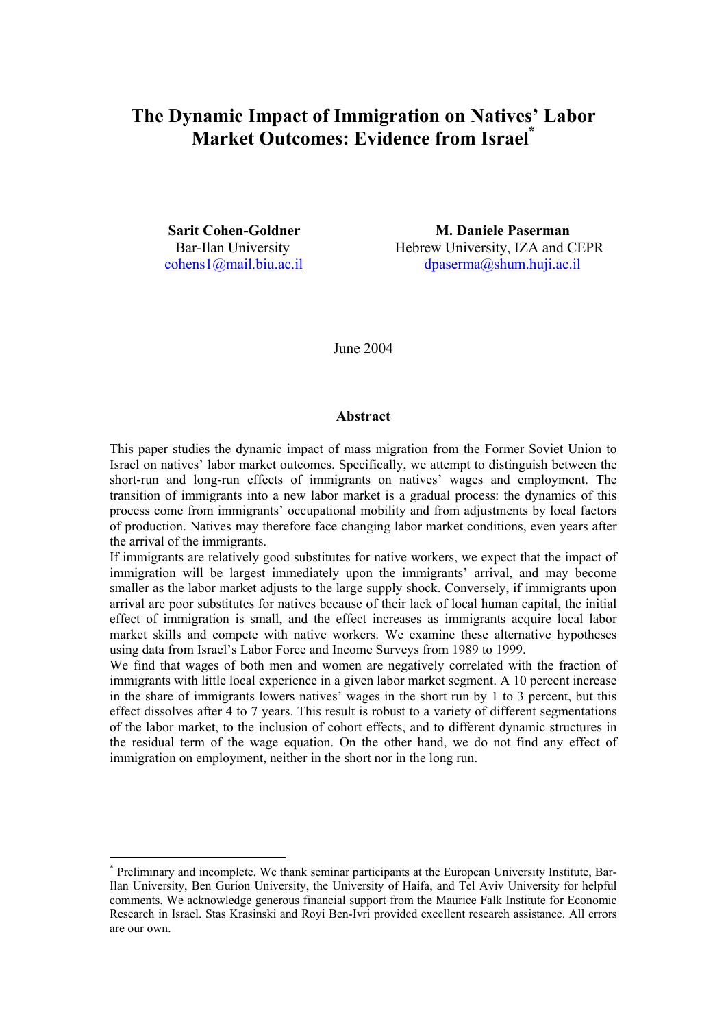# The Dynamic Impact of Immigration on Natives' Labor Market Outcomes: Evidence from Israel[*]

**Sarit Cohen-Goldner**
Bar-Ilan University
cohens1@mail.biu.ac.il

**M. Daniele Paserman**
Hebrew University, IZA and CEPR
dpaserma@shum.huji.ac.il

June 2004

## Abstract

This paper studies the dynamic impact of mass migration from the Former Soviet Union to Israel on natives' labor market outcomes. Specifically, we attempt to distinguish between the short-run and long-run effects of immigrants on natives' wages and employment. The transition of immigrants into a new labor market is a gradual process: the dynamics of this process come from immigrants' occupational mobility and from adjustments by local factors of production. Natives may therefore face changing labor market conditions, even years after the arrival of the immigrants.

If immigrants are relatively good substitutes for native workers, we expect that the impact of immigration will be largest immediately upon the immigrants' arrival, and may become smaller as the labor market adjusts to the large supply shock. Conversely, if immigrants upon arrival are poor substitutes for natives because of their lack of local human capital, the initial effect of immigration is small, and the effect increases as immigrants acquire local labor market skills and compete with native workers. We examine these alternative hypotheses using data from Israel's Labor Force and Income Surveys from 1989 to 1999.

We find that wages of both men and women are negatively correlated with the fraction of immigrants with little local experience in a given labor market segment. A 10 percent increase in the share of immigrants lowers natives' wages in the short run by 1 to 3 percent, but this effect dissolves after 4 to 7 years. This result is robust to a variety of different segmentations of the labor market, to the inclusion of cohort effects, and to different dynamic structures in the residual term of the wage equation. On the other hand, we do not find any effect of immigration on employment, neither in the short nor in the long run.

---

[*] Preliminary and incomplete. We thank seminar participants at the European University Institute, Bar-Ilan University, Ben Gurion University, the University of Haifa, and Tel Aviv University for helpful comments. We acknowledge generous financial support from the Maurice Falk Institute for Economic Research in Israel. Stas Krasinski and Royi Ben-Ivri provided excellent research assistance. All errors are our own.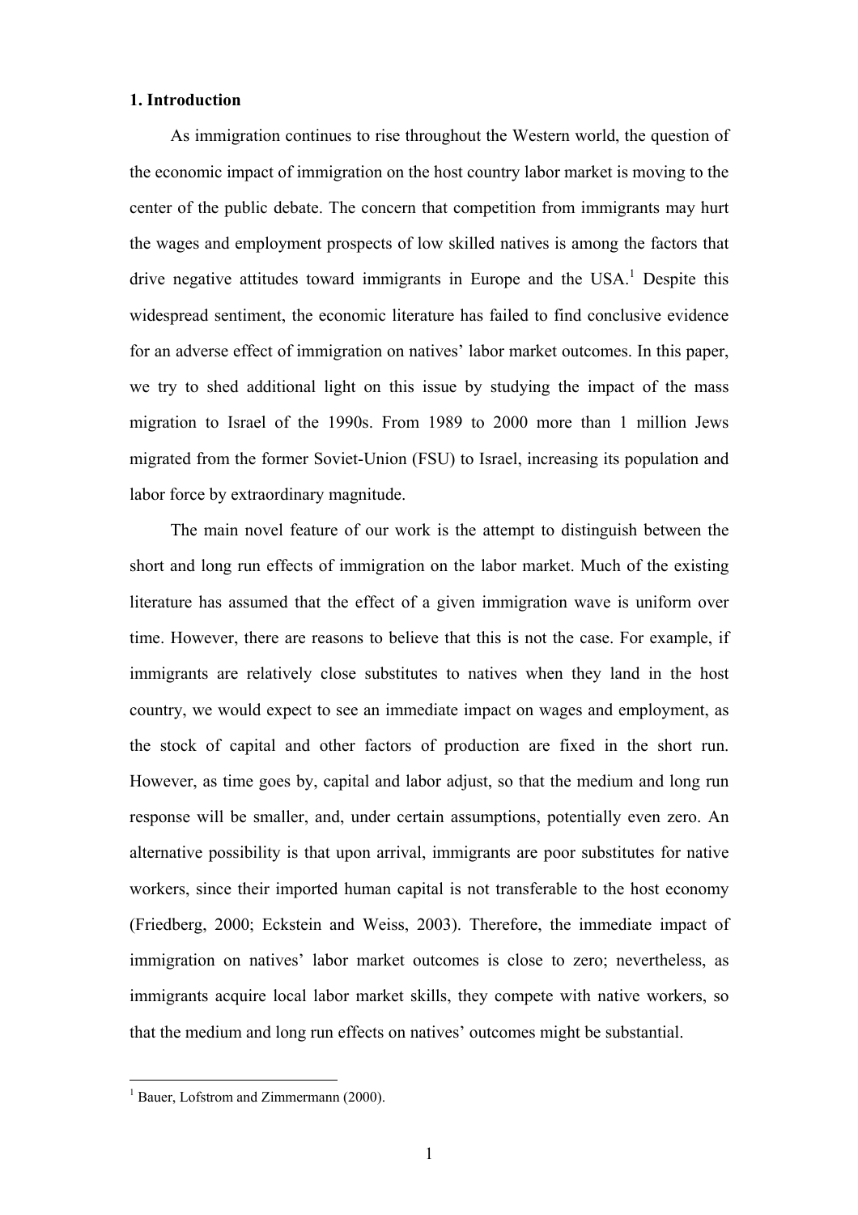## 1. Introduction

As immigration continues to rise throughout the Western world, the question of the economic impact of immigration on the host country labor market is moving to the center of the public debate. The concern that competition from immigrants may hurt the wages and employment prospects of low skilled natives is among the factors that drive negative attitudes toward immigrants in Europe and the USA.[1] Despite this widespread sentiment, the economic literature has failed to find conclusive evidence for an adverse effect of immigration on natives' labor market outcomes. In this paper, we try to shed additional light on this issue by studying the impact of the mass migration to Israel of the 1990s. From 1989 to 2000 more than 1 million Jews migrated from the former Soviet-Union (FSU) to Israel, increasing its population and labor force by extraordinary magnitude.

The main novel feature of our work is the attempt to distinguish between the short and long run effects of immigration on the labor market. Much of the existing literature has assumed that the effect of a given immigration wave is uniform over time. However, there are reasons to believe that this is not the case. For example, if immigrants are relatively close substitutes to natives when they land in the host country, we would expect to see an immediate impact on wages and employment, as the stock of capital and other factors of production are fixed in the short run. However, as time goes by, capital and labor adjust, so that the medium and long run response will be smaller, and, under certain assumptions, potentially even zero. An alternative possibility is that upon arrival, immigrants are poor substitutes for native workers, since their imported human capital is not transferable to the host economy (Friedberg, 2000; Eckstein and Weiss, 2003). Therefore, the immediate impact of immigration on natives' labor market outcomes is close to zero; nevertheless, as immigrants acquire local labor market skills, they compete with native workers, so that the medium and long run effects on natives' outcomes might be substantial.

[1] Bauer, Lofstrom and Zimmermann (2000).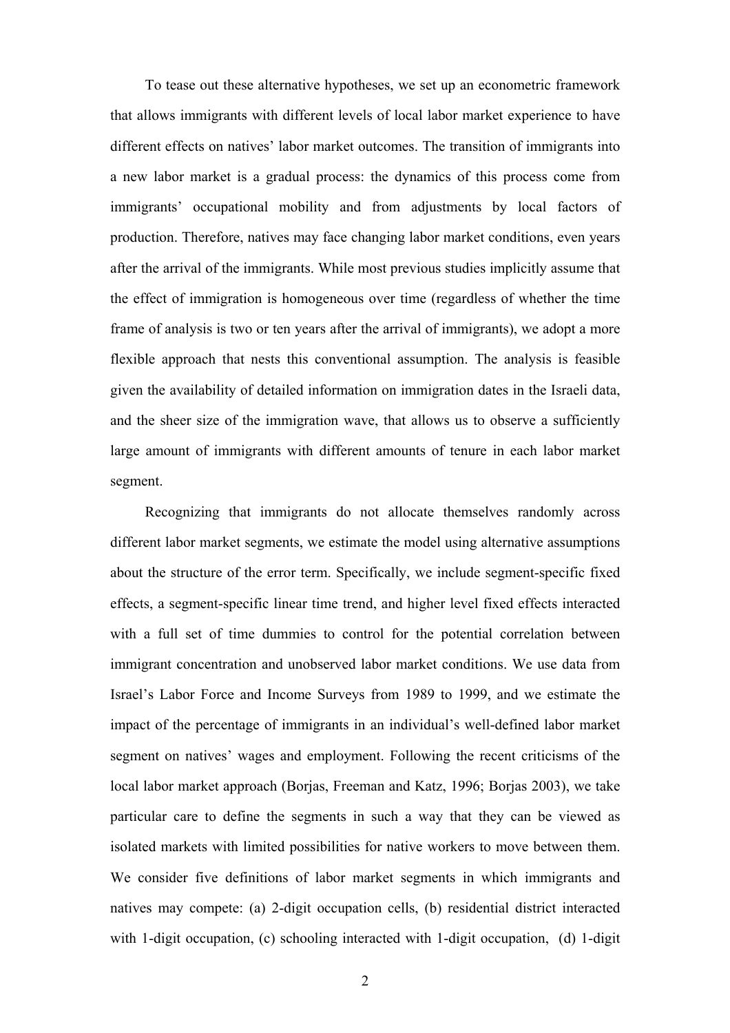To tease out these alternative hypotheses, we set up an econometric framework that allows immigrants with different levels of local labor market experience to have different effects on natives' labor market outcomes. The transition of immigrants into a new labor market is a gradual process: the dynamics of this process come from immigrants' occupational mobility and from adjustments by local factors of production. Therefore, natives may face changing labor market conditions, even years after the arrival of the immigrants. While most previous studies implicitly assume that the effect of immigration is homogeneous over time (regardless of whether the time frame of analysis is two or ten years after the arrival of immigrants), we adopt a more flexible approach that nests this conventional assumption. The analysis is feasible given the availability of detailed information on immigration dates in the Israeli data, and the sheer size of the immigration wave, that allows us to observe a sufficiently large amount of immigrants with different amounts of tenure in each labor market segment.

Recognizing that immigrants do not allocate themselves randomly across different labor market segments, we estimate the model using alternative assumptions about the structure of the error term. Specifically, we include segment-specific fixed effects, a segment-specific linear time trend, and higher level fixed effects interacted with a full set of time dummies to control for the potential correlation between immigrant concentration and unobserved labor market conditions. We use data from Israel's Labor Force and Income Surveys from 1989 to 1999, and we estimate the impact of the percentage of immigrants in an individual's well-defined labor market segment on natives' wages and employment. Following the recent criticisms of the local labor market approach (Borjas, Freeman and Katz, 1996; Borjas 2003), we take particular care to define the segments in such a way that they can be viewed as isolated markets with limited possibilities for native workers to move between them. We consider five definitions of labor market segments in which immigrants and natives may compete: (a) 2-digit occupation cells, (b) residential district interacted with 1-digit occupation, (c) schooling interacted with 1-digit occupation, (d) 1-digit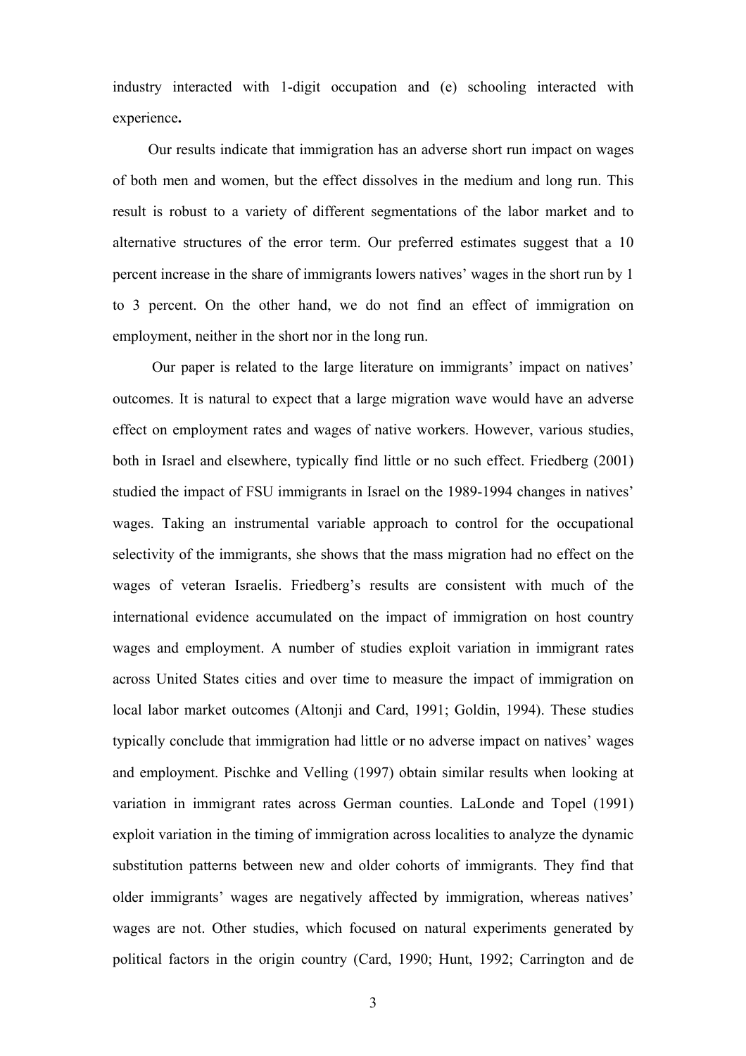industry interacted with 1-digit occupation and (e) schooling interacted with experience**.**

Our results indicate that immigration has an adverse short run impact on wages of both men and women, but the effect dissolves in the medium and long run. This result is robust to a variety of different segmentations of the labor market and to alternative structures of the error term. Our preferred estimates suggest that a 10 percent increase in the share of immigrants lowers natives' wages in the short run by 1 to 3 percent. On the other hand, we do not find an effect of immigration on employment, neither in the short nor in the long run.

Our paper is related to the large literature on immigrants' impact on natives' outcomes. It is natural to expect that a large migration wave would have an adverse effect on employment rates and wages of native workers. However, various studies, both in Israel and elsewhere, typically find little or no such effect. Friedberg (2001) studied the impact of FSU immigrants in Israel on the 1989-1994 changes in natives' wages. Taking an instrumental variable approach to control for the occupational selectivity of the immigrants, she shows that the mass migration had no effect on the wages of veteran Israelis. Friedberg's results are consistent with much of the international evidence accumulated on the impact of immigration on host country wages and employment. A number of studies exploit variation in immigrant rates across United States cities and over time to measure the impact of immigration on local labor market outcomes (Altonji and Card, 1991; Goldin, 1994). These studies typically conclude that immigration had little or no adverse impact on natives' wages and employment. Pischke and Velling (1997) obtain similar results when looking at variation in immigrant rates across German counties. LaLonde and Topel (1991) exploit variation in the timing of immigration across localities to analyze the dynamic substitution patterns between new and older cohorts of immigrants. They find that older immigrants' wages are negatively affected by immigration, whereas natives' wages are not. Other studies, which focused on natural experiments generated by political factors in the origin country (Card, 1990; Hunt, 1992; Carrington and de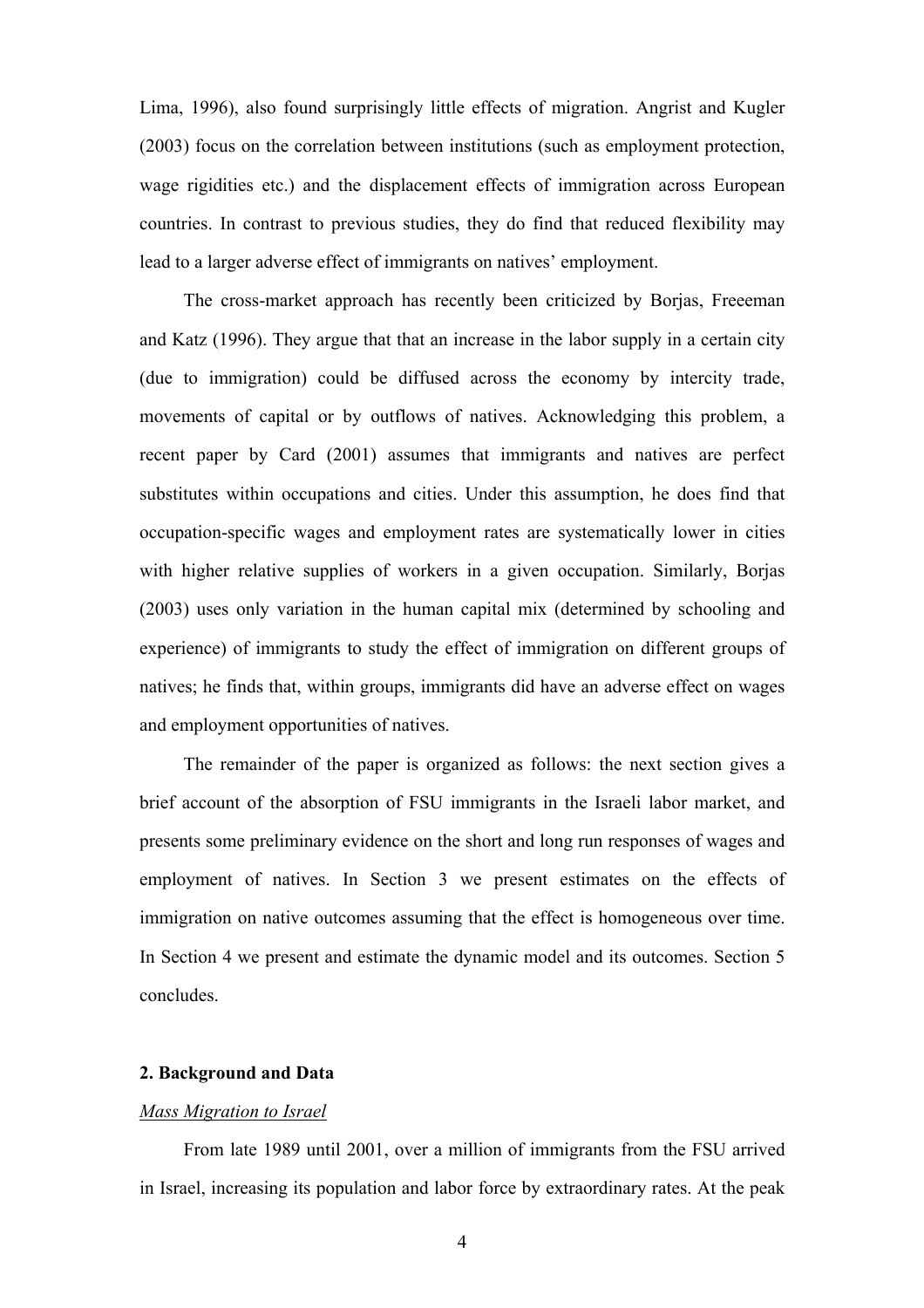Lima, 1996), also found surprisingly little effects of migration. Angrist and Kugler (2003) focus on the correlation between institutions (such as employment protection, wage rigidities etc.) and the displacement effects of immigration across European countries. In contrast to previous studies, they do find that reduced flexibility may lead to a larger adverse effect of immigrants on natives' employment.

The cross-market approach has recently been criticized by Borjas, Freeeman and Katz (1996). They argue that that an increase in the labor supply in a certain city (due to immigration) could be diffused across the economy by intercity trade, movements of capital or by outflows of natives. Acknowledging this problem, a recent paper by Card (2001) assumes that immigrants and natives are perfect substitutes within occupations and cities. Under this assumption, he does find that occupation-specific wages and employment rates are systematically lower in cities with higher relative supplies of workers in a given occupation. Similarly, Borjas (2003) uses only variation in the human capital mix (determined by schooling and experience) of immigrants to study the effect of immigration on different groups of natives; he finds that, within groups, immigrants did have an adverse effect on wages and employment opportunities of natives.

The remainder of the paper is organized as follows: the next section gives a brief account of the absorption of FSU immigrants in the Israeli labor market, and presents some preliminary evidence on the short and long run responses of wages and employment of natives. In Section 3 we present estimates on the effects of immigration on native outcomes assuming that the effect is homogeneous over time. In Section 4 we present and estimate the dynamic model and its outcomes. Section 5 concludes.

## 2. Background and Data

### *Mass Migration to Israel*

From late 1989 until 2001, over a million of immigrants from the FSU arrived in Israel, increasing its population and labor force by extraordinary rates. At the peak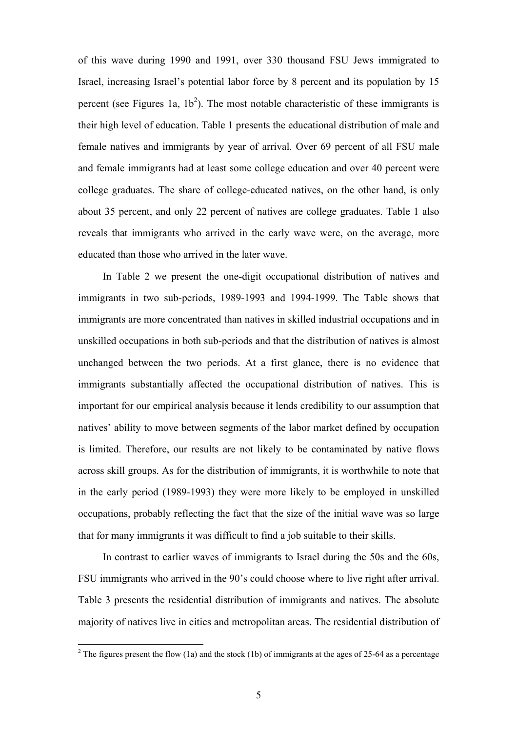of this wave during 1990 and 1991, over 330 thousand FSU Jews immigrated to Israel, increasing Israel's potential labor force by 8 percent and its population by 15 percent (see Figures 1a, 1b[2]). The most notable characteristic of these immigrants is their high level of education. Table 1 presents the educational distribution of male and female natives and immigrants by year of arrival. Over 69 percent of all FSU male and female immigrants had at least some college education and over 40 percent were college graduates. The share of college-educated natives, on the other hand, is only about 35 percent, and only 22 percent of natives are college graduates. Table 1 also reveals that immigrants who arrived in the early wave were, on the average, more educated than those who arrived in the later wave.

In Table 2 we present the one-digit occupational distribution of natives and immigrants in two sub-periods, 1989-1993 and 1994-1999. The Table shows that immigrants are more concentrated than natives in skilled industrial occupations and in unskilled occupations in both sub-periods and that the distribution of natives is almost unchanged between the two periods. At a first glance, there is no evidence that immigrants substantially affected the occupational distribution of natives. This is important for our empirical analysis because it lends credibility to our assumption that natives' ability to move between segments of the labor market defined by occupation is limited. Therefore, our results are not likely to be contaminated by native flows across skill groups. As for the distribution of immigrants, it is worthwhile to note that in the early period (1989-1993) they were more likely to be employed in unskilled occupations, probably reflecting the fact that the size of the initial wave was so large that for many immigrants it was difficult to find a job suitable to their skills.

In contrast to earlier waves of immigrants to Israel during the 50s and the 60s, FSU immigrants who arrived in the 90's could choose where to live right after arrival. Table 3 presents the residential distribution of immigrants and natives. The absolute majority of natives live in cities and metropolitan areas. The residential distribution of

[2] The figures present the flow (1a) and the stock (1b) of immigrants at the ages of 25-64 as a percentage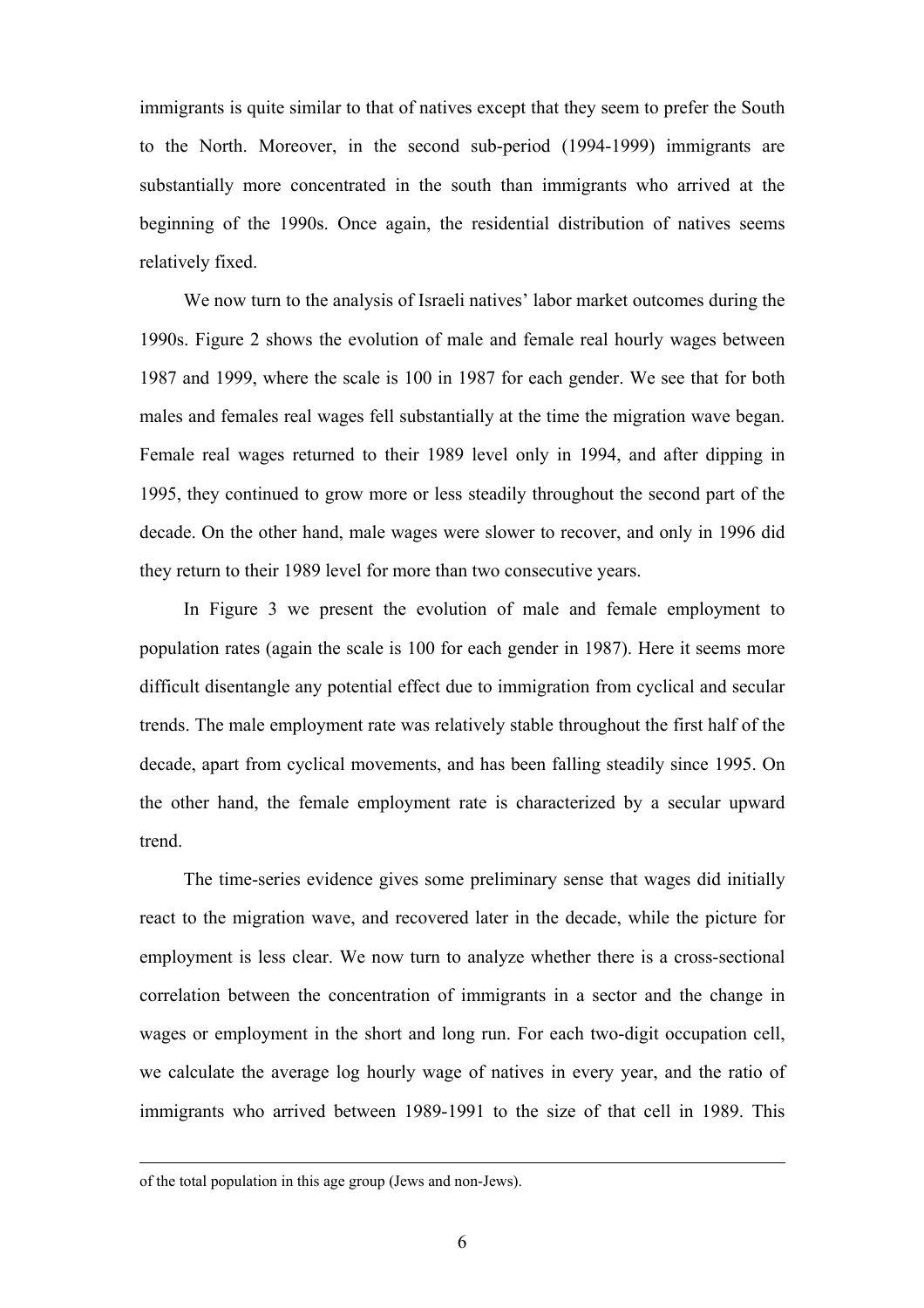immigrants is quite similar to that of natives except that they seem to prefer the South to the North. Moreover, in the second sub-period (1994-1999) immigrants are substantially more concentrated in the south than immigrants who arrived at the beginning of the 1990s. Once again, the residential distribution of natives seems relatively fixed.

We now turn to the analysis of Israeli natives' labor market outcomes during the 1990s. Figure 2 shows the evolution of male and female real hourly wages between 1987 and 1999, where the scale is 100 in 1987 for each gender. We see that for both males and females real wages fell substantially at the time the migration wave began. Female real wages returned to their 1989 level only in 1994, and after dipping in 1995, they continued to grow more or less steadily throughout the second part of the decade. On the other hand, male wages were slower to recover, and only in 1996 did they return to their 1989 level for more than two consecutive years.

In Figure 3 we present the evolution of male and female employment to population rates (again the scale is 100 for each gender in 1987). Here it seems more difficult disentangle any potential effect due to immigration from cyclical and secular trends. The male employment rate was relatively stable throughout the first half of the decade, apart from cyclical movements, and has been falling steadily since 1995. On the other hand, the female employment rate is characterized by a secular upward trend.

The time-series evidence gives some preliminary sense that wages did initially react to the migration wave, and recovered later in the decade, while the picture for employment is less clear. We now turn to analyze whether there is a cross-sectional correlation between the concentration of immigrants in a sector and the change in wages or employment in the short and long run. For each two-digit occupation cell, we calculate the average log hourly wage of natives in every year, and the ratio of immigrants who arrived between 1989-1991 to the size of that cell in 1989. This

---

of the total population in this age group (Jews and non-Jews).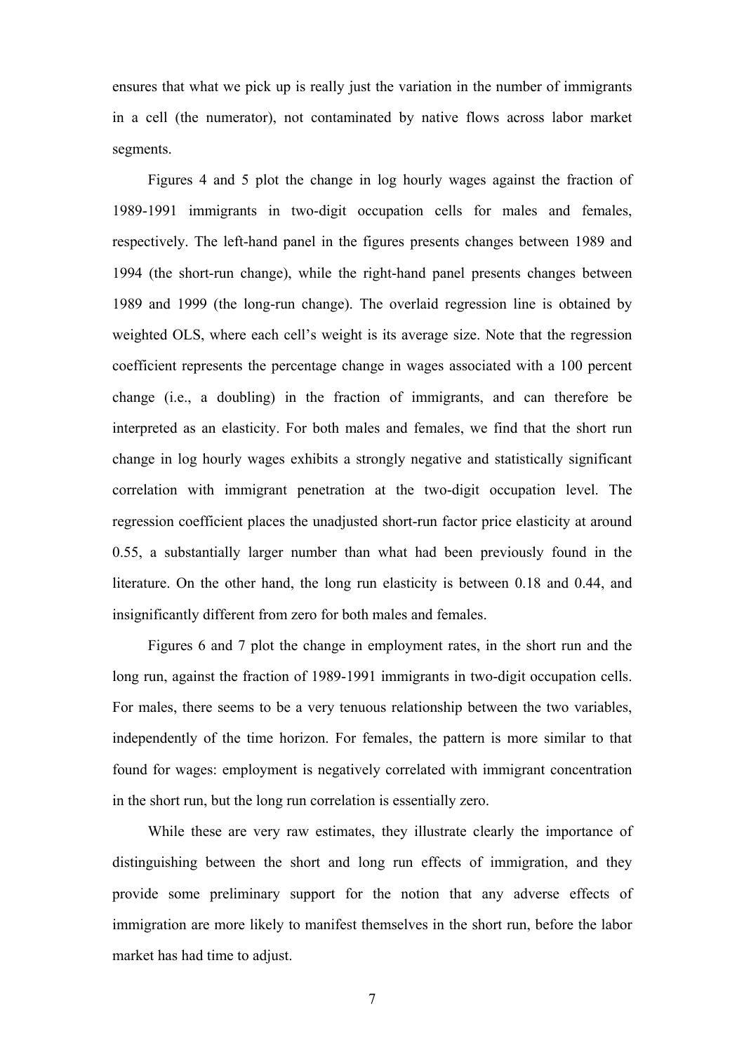ensures that what we pick up is really just the variation in the number of immigrants in a cell (the numerator), not contaminated by native flows across labor market segments.

Figures 4 and 5 plot the change in log hourly wages against the fraction of 1989-1991 immigrants in two-digit occupation cells for males and females, respectively. The left-hand panel in the figures presents changes between 1989 and 1994 (the short-run change), while the right-hand panel presents changes between 1989 and 1999 (the long-run change). The overlaid regression line is obtained by weighted OLS, where each cell's weight is its average size. Note that the regression coefficient represents the percentage change in wages associated with a 100 percent change (i.e., a doubling) in the fraction of immigrants, and can therefore be interpreted as an elasticity. For both males and females, we find that the short run change in log hourly wages exhibits a strongly negative and statistically significant correlation with immigrant penetration at the two-digit occupation level. The regression coefficient places the unadjusted short-run factor price elasticity at around 0.55, a substantially larger number than what had been previously found in the literature. On the other hand, the long run elasticity is between 0.18 and 0.44, and insignificantly different from zero for both males and females.

Figures 6 and 7 plot the change in employment rates, in the short run and the long run, against the fraction of 1989-1991 immigrants in two-digit occupation cells. For males, there seems to be a very tenuous relationship between the two variables, independently of the time horizon. For females, the pattern is more similar to that found for wages: employment is negatively correlated with immigrant concentration in the short run, but the long run correlation is essentially zero.

While these are very raw estimates, they illustrate clearly the importance of distinguishing between the short and long run effects of immigration, and they provide some preliminary support for the notion that any adverse effects of immigration are more likely to manifest themselves in the short run, before the labor market has had time to adjust.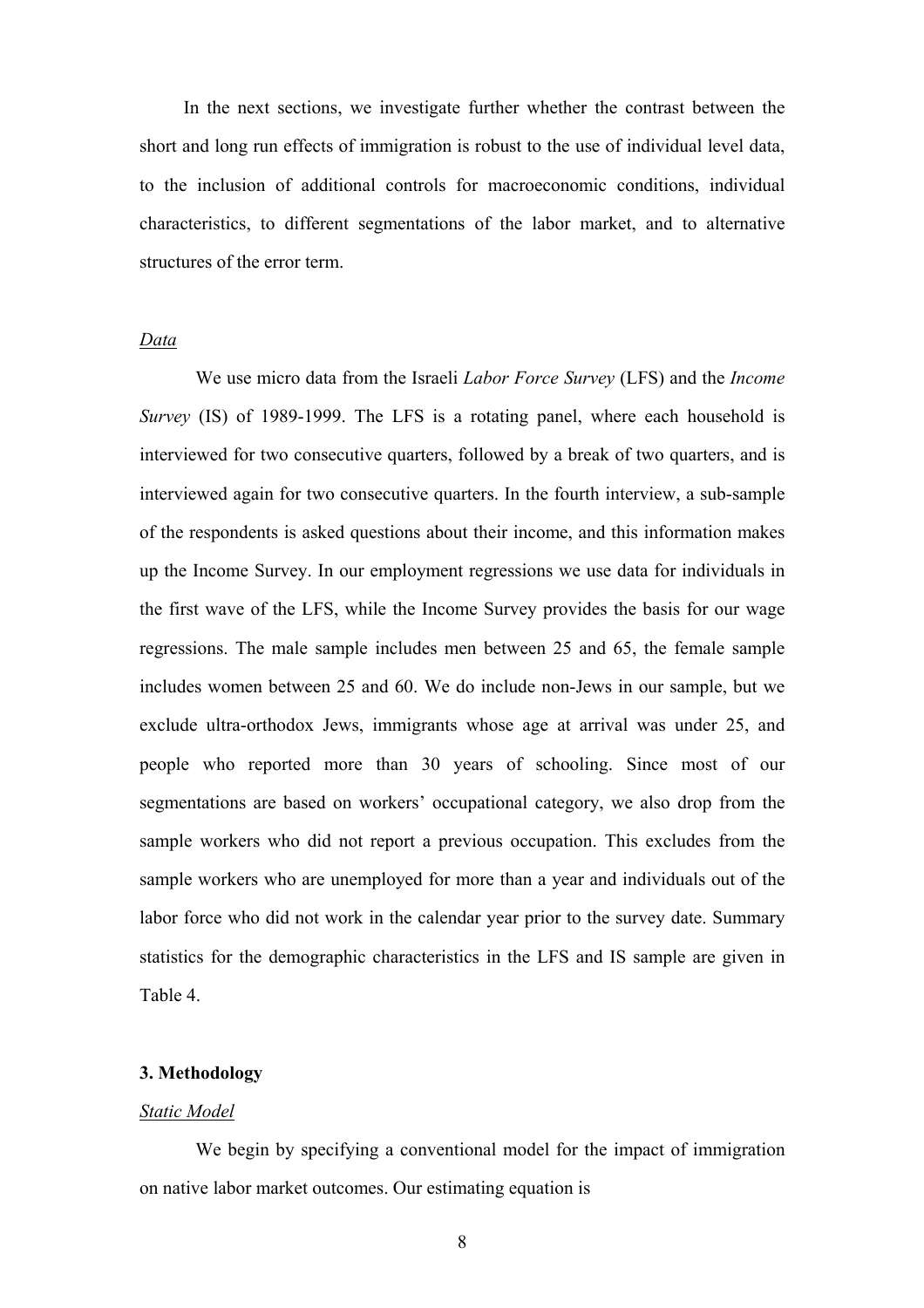In the next sections, we investigate further whether the contrast between the short and long run effects of immigration is robust to the use of individual level data, to the inclusion of additional controls for macroeconomic conditions, individual characteristics, to different segmentations of the labor market, and to alternative structures of the error term.

*Data*

We use micro data from the Israeli *Labor Force Survey* (LFS) and the *Income Survey* (IS) of 1989-1999. The LFS is a rotating panel, where each household is interviewed for two consecutive quarters, followed by a break of two quarters, and is interviewed again for two consecutive quarters. In the fourth interview, a sub-sample of the respondents is asked questions about their income, and this information makes up the Income Survey. In our employment regressions we use data for individuals in the first wave of the LFS, while the Income Survey provides the basis for our wage regressions. The male sample includes men between 25 and 65, the female sample includes women between 25 and 60. We do include non-Jews in our sample, but we exclude ultra-orthodox Jews, immigrants whose age at arrival was under 25, and people who reported more than 30 years of schooling. Since most of our segmentations are based on workers' occupational category, we also drop from the sample workers who did not report a previous occupation. This excludes from the sample workers who are unemployed for more than a year and individuals out of the labor force who did not work in the calendar year prior to the survey date. Summary statistics for the demographic characteristics in the LFS and IS sample are given in Table 4.

## 3. Methodology

*Static Model*

We begin by specifying a conventional model for the impact of immigration on native labor market outcomes. Our estimating equation is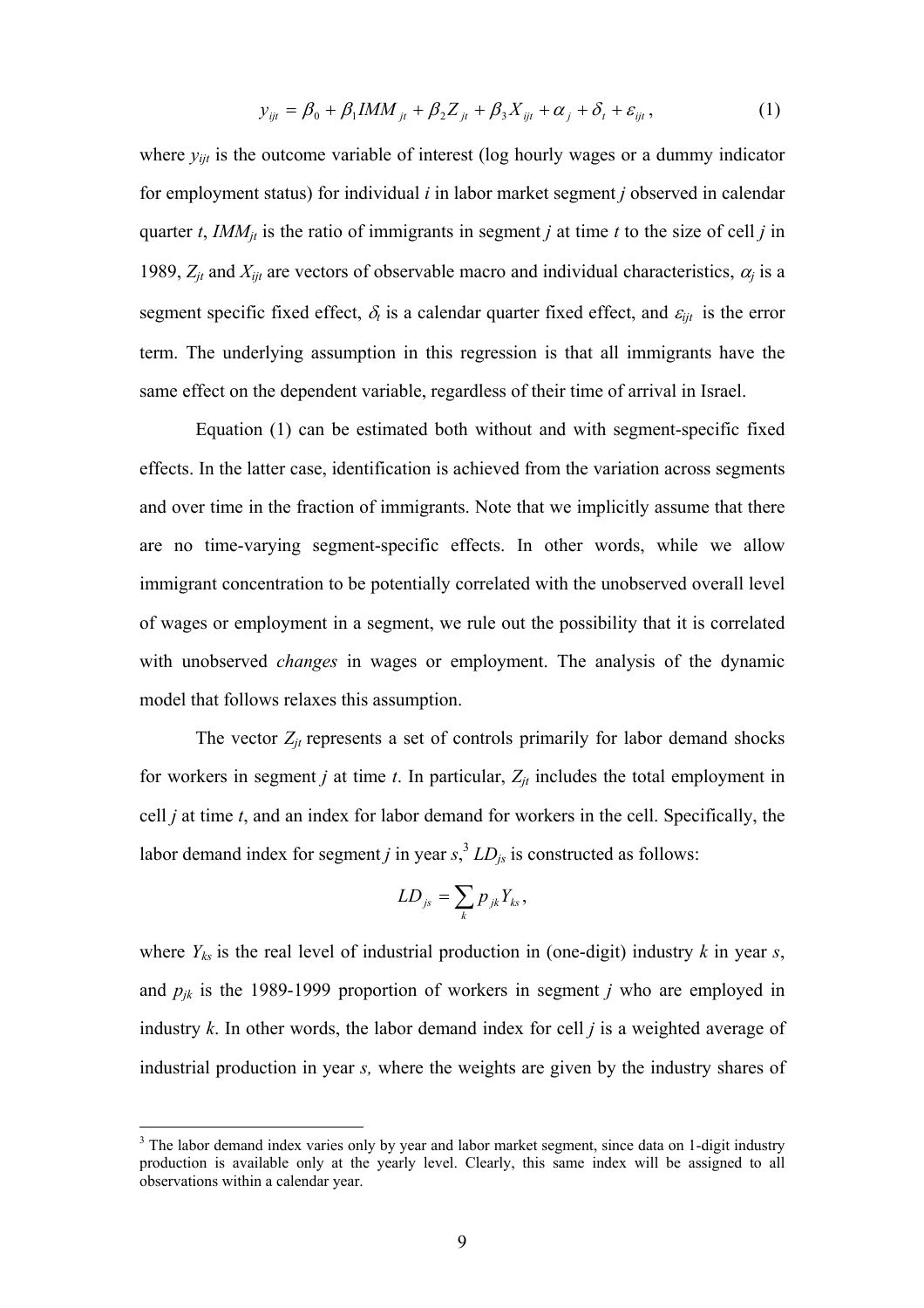$$y_{ijt} = \beta_0 + \beta_1 IMM_{jt} + \beta_2 Z_{jt} + \beta_3 X_{ijt} + \alpha_j + \delta_t + \varepsilon_{ijt}, \qquad (1)$$

where $y_{ijt}$ is the outcome variable of interest (log hourly wages or a dummy indicator for employment status) for individual $i$ in labor market segment $j$ observed in calendar quarter $t$, $IMM_{jt}$ is the ratio of immigrants in segment $j$ at time $t$ to the size of cell $j$ in 1989, $Z_{jt}$ and $X_{ijt}$ are vectors of observable macro and individual characteristics, $\alpha_j$ is a segment specific fixed effect, $\delta_t$ is a calendar quarter fixed effect, and $\varepsilon_{ijt}$ is the error term. The underlying assumption in this regression is that all immigrants have the same effect on the dependent variable, regardless of their time of arrival in Israel.

Equation (1) can be estimated both without and with segment-specific fixed effects. In the latter case, identification is achieved from the variation across segments and over time in the fraction of immigrants. Note that we implicitly assume that there are no time-varying segment-specific effects. In other words, while we allow immigrant concentration to be potentially correlated with the unobserved overall level of wages or employment in a segment, we rule out the possibility that it is correlated with unobserved *changes* in wages or employment. The analysis of the dynamic model that follows relaxes this assumption.

The vector $Z_{jt}$ represents a set of controls primarily for labor demand shocks for workers in segment $j$ at time $t$. In particular, $Z_{jt}$ includes the total employment in cell $j$ at time $t$, and an index for labor demand for workers in the cell. Specifically, the labor demand index for segment $j$ in year $s$,[3] $LD_{js}$ is constructed as follows:

$$LD_{js} = \sum_k p_{jk} Y_{ks},$$

where $Y_{ks}$ is the real level of industrial production in (one-digit) industry $k$ in year $s$, and $p_{jk}$ is the 1989-1999 proportion of workers in segment $j$ who are employed in industry $k$. In other words, the labor demand index for cell $j$ is a weighted average of industrial production in year $s$, where the weights are given by the industry shares of

[3] The labor demand index varies only by year and labor market segment, since data on 1-digit industry production is available only at the yearly level. Clearly, this same index will be assigned to all observations within a calendar year.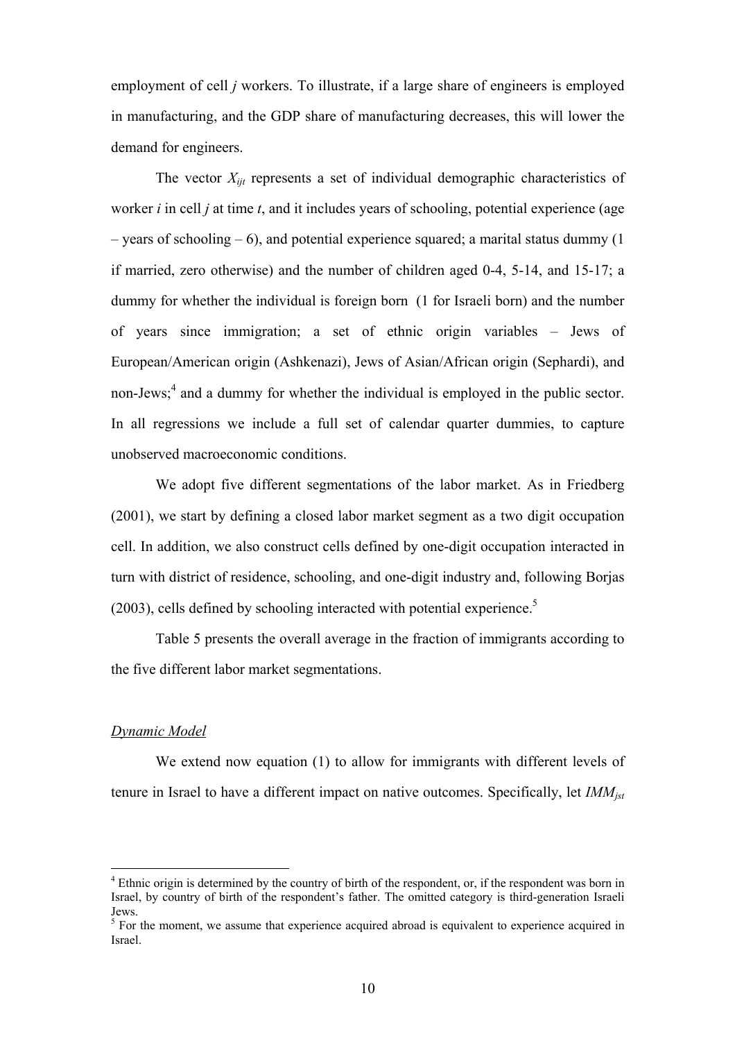employment of cell *j* workers. To illustrate, if a large share of engineers is employed in manufacturing, and the GDP share of manufacturing decreases, this will lower the demand for engineers.

The vector $X_{ijt}$ represents a set of individual demographic characteristics of worker *i* in cell *j* at time *t*, and it includes years of schooling, potential experience (age – years of schooling – 6), and potential experience squared; a marital status dummy (1 if married, zero otherwise) and the number of children aged 0-4, 5-14, and 15-17; a dummy for whether the individual is foreign born (1 for Israeli born) and the number of years since immigration; a set of ethnic origin variables – Jews of European/American origin (Ashkenazi), Jews of Asian/African origin (Sephardi), and non-Jews;[4] and a dummy for whether the individual is employed in the public sector. In all regressions we include a full set of calendar quarter dummies, to capture unobserved macroeconomic conditions.

We adopt five different segmentations of the labor market. As in Friedberg (2001), we start by defining a closed labor market segment as a two digit occupation cell. In addition, we also construct cells defined by one-digit occupation interacted in turn with district of residence, schooling, and one-digit industry and, following Borjas (2003), cells defined by schooling interacted with potential experience.[5]

Table 5 presents the overall average in the fraction of immigrants according to the five different labor market segmentations.

*Dynamic Model*

We extend now equation (1) to allow for immigrants with different levels of tenure in Israel to have a different impact on native outcomes. Specifically, let $IMM_{jst}$

---

[4] Ethnic origin is determined by the country of birth of the respondent, or, if the respondent was born in Israel, by country of birth of the respondent's father. The omitted category is third-generation Israeli Jews.

[5] For the moment, we assume that experience acquired abroad is equivalent to experience acquired in Israel.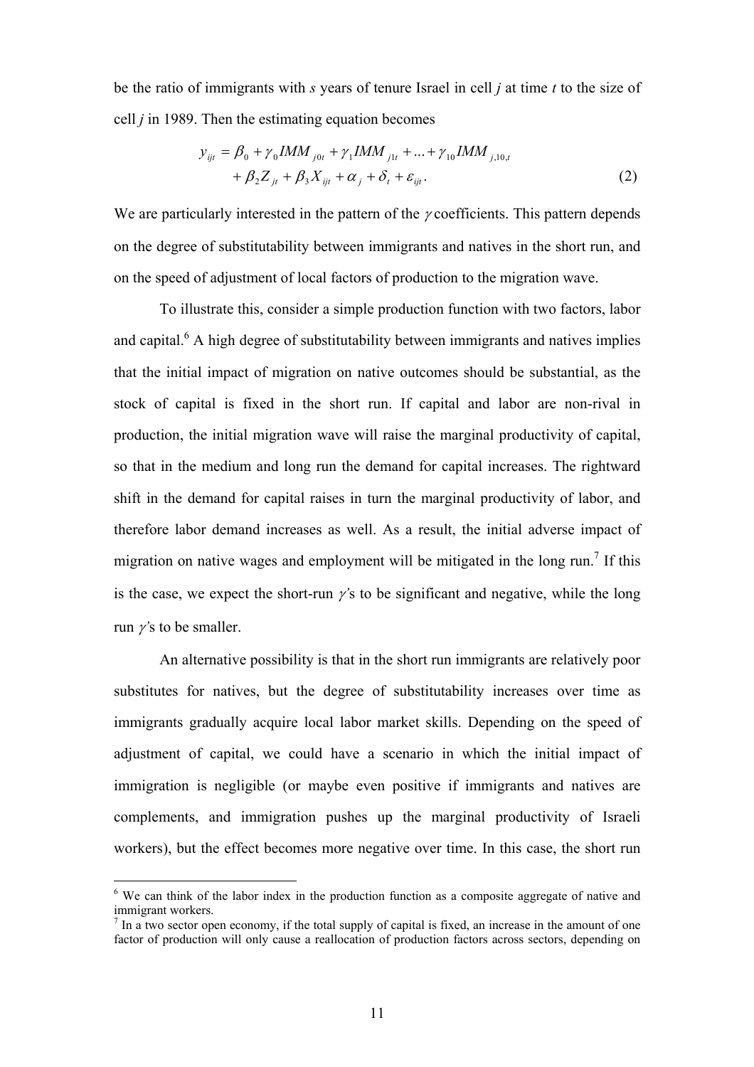be the ratio of immigrants with *s* years of tenure Israel in cell *j* at time *t* to the size of cell *j* in 1989. Then the estimating equation becomes

$$
\begin{aligned}
y_{ijt} &= \beta_0 + \gamma_0 IMM_{j0t} + \gamma_1 IMM_{j1t} + \ldots + \gamma_{10} IMM_{j,10,t} \\
&\quad + \beta_2 Z_{jt} + \beta_3 X_{ijt} + \alpha_j + \delta_t + \varepsilon_{ijt}.
\end{aligned} \tag{2}
$$

We are particularly interested in the pattern of the $\gamma$ coefficients. This pattern depends on the degree of substitutability between immigrants and natives in the short run, and on the speed of adjustment of local factors of production to the migration wave.

To illustrate this, consider a simple production function with two factors, labor and capital.[6] A high degree of substitutability between immigrants and natives implies that the initial impact of migration on native outcomes should be substantial, as the stock of capital is fixed in the short run. If capital and labor are non-rival in production, the initial migration wave will raise the marginal productivity of capital, so that in the medium and long run the demand for capital increases. The rightward shift in the demand for capital raises in turn the marginal productivity of labor, and therefore labor demand increases as well. As a result, the initial adverse impact of migration on native wages and employment will be mitigated in the long run.[7] If this is the case, we expect the short-run $\gamma$'s to be significant and negative, while the long run $\gamma$'s to be smaller.

An alternative possibility is that in the short run immigrants are relatively poor substitutes for natives, but the degree of substitutability increases over time as immigrants gradually acquire local labor market skills. Depending on the speed of adjustment of capital, we could have a scenario in which the initial impact of immigration is negligible (or maybe even positive if immigrants and natives are complements, and immigration pushes up the marginal productivity of Israeli workers), but the effect becomes more negative over time. In this case, the short run

[6] We can think of the labor index in the production function as a composite aggregate of native and immigrant workers.

[7] In a two sector open economy, if the total supply of capital is fixed, an increase in the amount of one factor of production will only cause a reallocation of production factors across sectors, depending on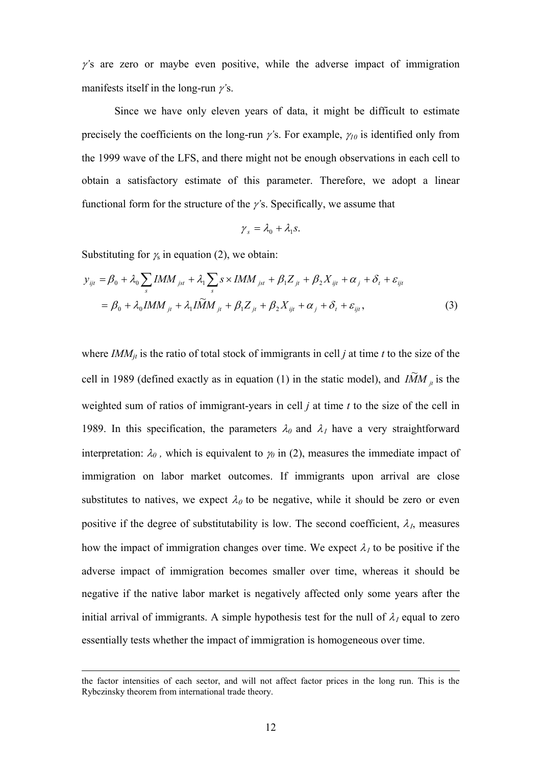$\gamma$'s are zero or maybe even positive, while the adverse impact of immigration manifests itself in the long-run $\gamma$'s.

Since we have only eleven years of data, it might be difficult to estimate precisely the coefficients on the long-run $\gamma$'s. For example, $\gamma_{10}$ is identified only from the 1999 wave of the LFS, and there might not be enough observations in each cell to obtain a satisfactory estimate of this parameter. Therefore, we adopt a linear functional form for the structure of the $\gamma$'s. Specifically, we assume that

$$\gamma_s = \lambda_0 + \lambda_1 s.$$

Substituting for $\gamma_s$ in equation (2), we obtain:

$$\begin{aligned} y_{ijt} &= \beta_0 + \lambda_0 \sum_s IMM_{jst} + \lambda_1 \sum_s s \times IMM_{jst} + \beta_1 Z_{jt} + \beta_2 X_{ijt} + \alpha_j + \delta_t + \varepsilon_{ijt} \\ &= \beta_0 + \lambda_0 IMM_{jt} + \lambda_1 \widetilde{IMM}_{jt} + \beta_1 Z_{jt} + \beta_2 X_{ijt} + \alpha_j + \delta_t + \varepsilon_{ijt}, \end{aligned} \tag{3}$$

where $IMM_{jt}$ is the ratio of total stock of immigrants in cell *j* at time *t* to the size of the cell in 1989 (defined exactly as in equation (1) in the static model), and $\widetilde{IMM}_{jt}$ is the weighted sum of ratios of immigrant-years in cell *j* at time *t* to the size of the cell in 1989. In this specification, the parameters $\lambda_0$ and $\lambda_1$ have a very straightforward interpretation: $\lambda_0$ , which is equivalent to $\gamma_0$ in (2), measures the immediate impact of immigration on labor market outcomes. If immigrants upon arrival are close substitutes to natives, we expect $\lambda_0$ to be negative, while it should be zero or even positive if the degree of substitutability is low. The second coefficient, $\lambda_1$, measures how the impact of immigration changes over time. We expect $\lambda_1$ to be positive if the adverse impact of immigration becomes smaller over time, whereas it should be negative if the native labor market is negatively affected only some years after the initial arrival of immigrants. A simple hypothesis test for the null of $\lambda_1$ equal to zero essentially tests whether the impact of immigration is homogeneous over time.

the factor intensities of each sector, and will not affect factor prices in the long run. This is the Rybczinsky theorem from international trade theory.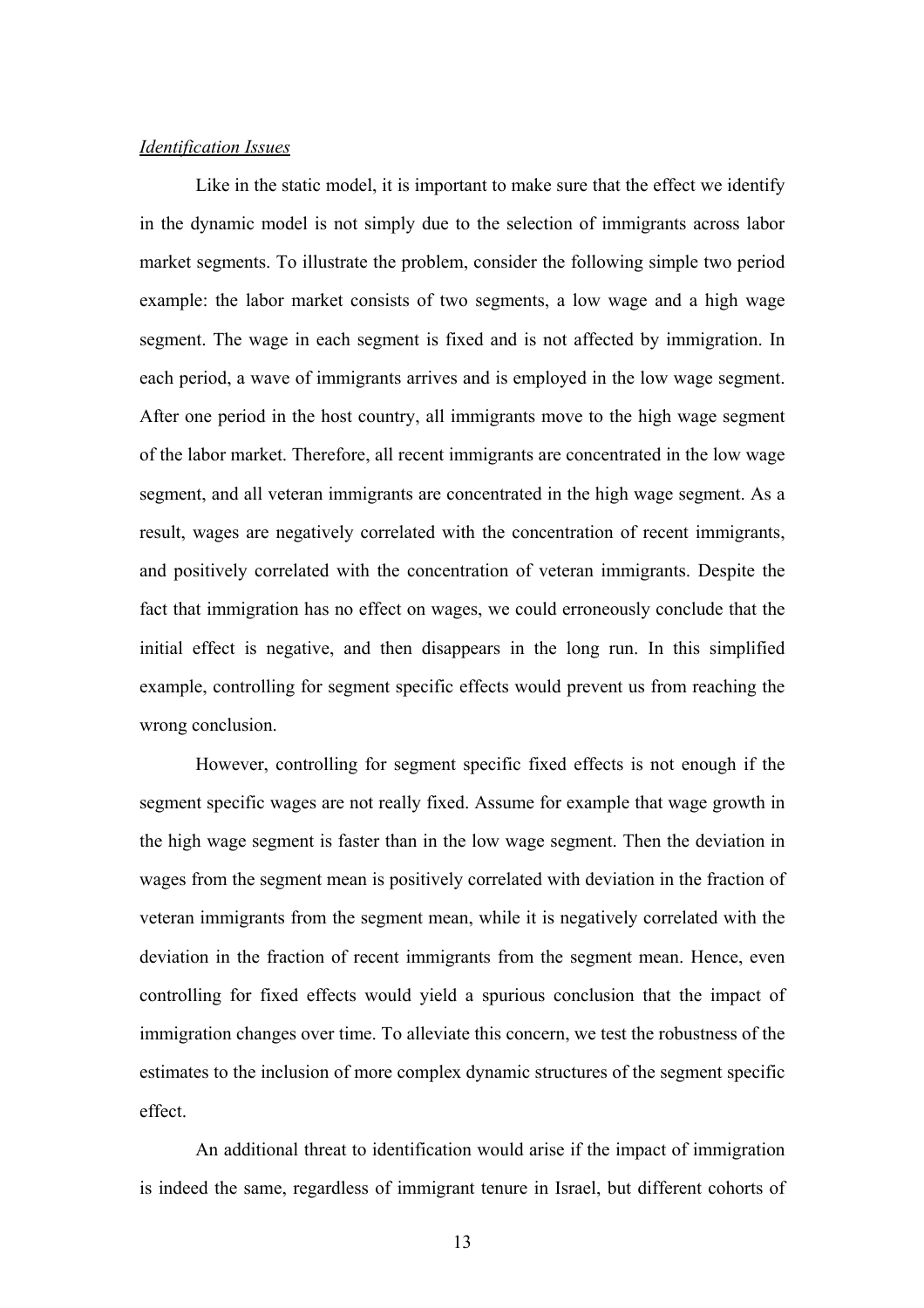*Identification Issues*

Like in the static model, it is important to make sure that the effect we identify in the dynamic model is not simply due to the selection of immigrants across labor market segments. To illustrate the problem, consider the following simple two period example: the labor market consists of two segments, a low wage and a high wage segment. The wage in each segment is fixed and is not affected by immigration. In each period, a wave of immigrants arrives and is employed in the low wage segment. After one period in the host country, all immigrants move to the high wage segment of the labor market. Therefore, all recent immigrants are concentrated in the low wage segment, and all veteran immigrants are concentrated in the high wage segment. As a result, wages are negatively correlated with the concentration of recent immigrants, and positively correlated with the concentration of veteran immigrants. Despite the fact that immigration has no effect on wages, we could erroneously conclude that the initial effect is negative, and then disappears in the long run. In this simplified example, controlling for segment specific effects would prevent us from reaching the wrong conclusion.

However, controlling for segment specific fixed effects is not enough if the segment specific wages are not really fixed. Assume for example that wage growth in the high wage segment is faster than in the low wage segment. Then the deviation in wages from the segment mean is positively correlated with deviation in the fraction of veteran immigrants from the segment mean, while it is negatively correlated with the deviation in the fraction of recent immigrants from the segment mean. Hence, even controlling for fixed effects would yield a spurious conclusion that the impact of immigration changes over time. To alleviate this concern, we test the robustness of the estimates to the inclusion of more complex dynamic structures of the segment specific effect.

An additional threat to identification would arise if the impact of immigration is indeed the same, regardless of immigrant tenure in Israel, but different cohorts of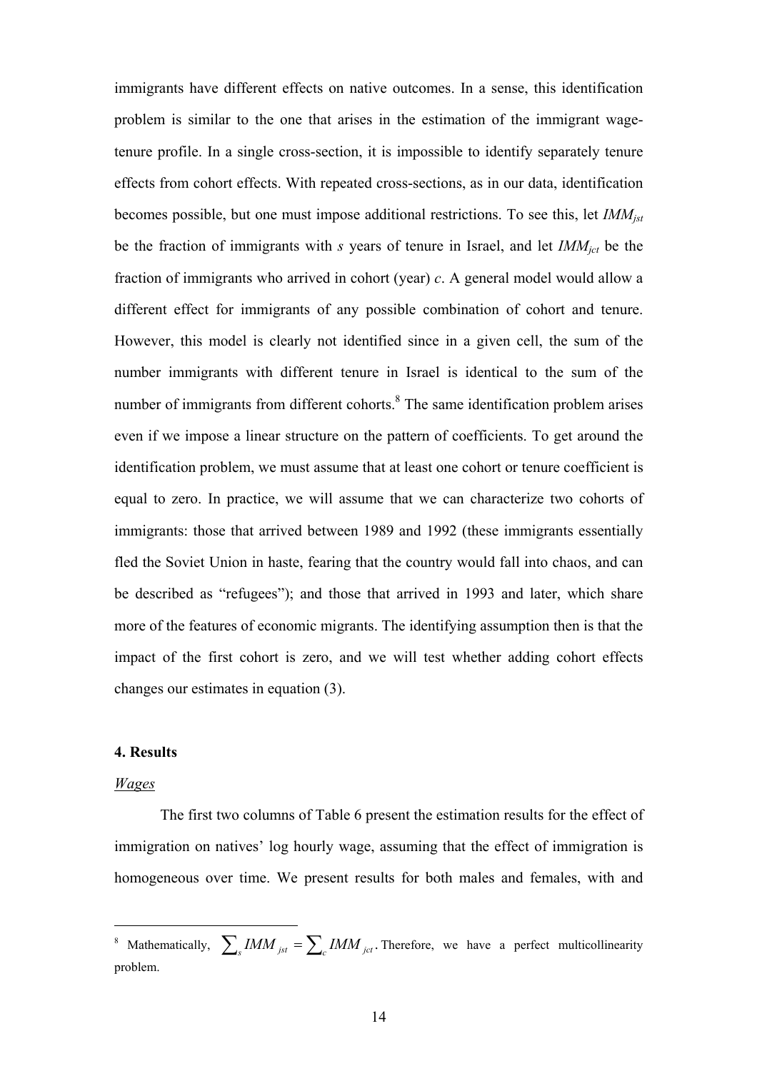immigrants have different effects on native outcomes. In a sense, this identification problem is similar to the one that arises in the estimation of the immigrant wage-tenure profile. In a single cross-section, it is impossible to identify separately tenure effects from cohort effects. With repeated cross-sections, as in our data, identification becomes possible, but one must impose additional restrictions. To see this, let $IMM_{jst}$ be the fraction of immigrants with $s$ years of tenure in Israel, and let $IMM_{jct}$ be the fraction of immigrants who arrived in cohort (year) $c$. A general model would allow a different effect for immigrants of any possible combination of cohort and tenure. However, this model is clearly not identified since in a given cell, the sum of the number immigrants with different tenure in Israel is identical to the sum of the number of immigrants from different cohorts.[8] The same identification problem arises even if we impose a linear structure on the pattern of coefficients. To get around the identification problem, we must assume that at least one cohort or tenure coefficient is equal to zero. In practice, we will assume that we can characterize two cohorts of immigrants: those that arrived between 1989 and 1992 (these immigrants essentially fled the Soviet Union in haste, fearing that the country would fall into chaos, and can be described as "refugees"); and those that arrived in 1993 and later, which share more of the features of economic migrants. The identifying assumption then is that the impact of the first cohort is zero, and we will test whether adding cohort effects changes our estimates in equation (3).

## 4. Results

*Wages*

The first two columns of Table 6 present the estimation results for the effect of immigration on natives' log hourly wage, assuming that the effect of immigration is homogeneous over time. We present results for both males and females, with and

[8] Mathematically, $\sum_s IMM_{jst} = \sum_c IMM_{jct}$. Therefore, we have a perfect multicollinearity problem.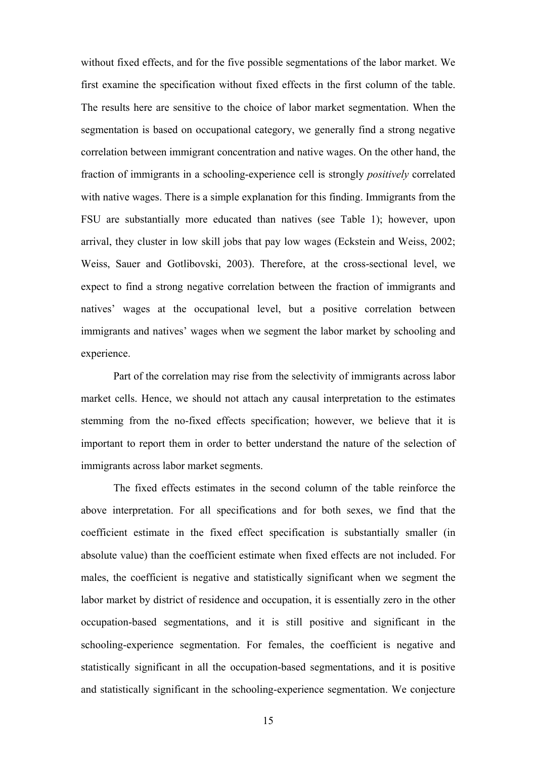without fixed effects, and for the five possible segmentations of the labor market. We first examine the specification without fixed effects in the first column of the table. The results here are sensitive to the choice of labor market segmentation. When the segmentation is based on occupational category, we generally find a strong negative correlation between immigrant concentration and native wages. On the other hand, the fraction of immigrants in a schooling-experience cell is strongly *positively* correlated with native wages. There is a simple explanation for this finding. Immigrants from the FSU are substantially more educated than natives (see Table 1); however, upon arrival, they cluster in low skill jobs that pay low wages (Eckstein and Weiss, 2002; Weiss, Sauer and Gotlibovski, 2003). Therefore, at the cross-sectional level, we expect to find a strong negative correlation between the fraction of immigrants and natives' wages at the occupational level, but a positive correlation between immigrants and natives' wages when we segment the labor market by schooling and experience.

Part of the correlation may rise from the selectivity of immigrants across labor market cells. Hence, we should not attach any causal interpretation to the estimates stemming from the no-fixed effects specification; however, we believe that it is important to report them in order to better understand the nature of the selection of immigrants across labor market segments.

The fixed effects estimates in the second column of the table reinforce the above interpretation. For all specifications and for both sexes, we find that the coefficient estimate in the fixed effect specification is substantially smaller (in absolute value) than the coefficient estimate when fixed effects are not included. For males, the coefficient is negative and statistically significant when we segment the labor market by district of residence and occupation, it is essentially zero in the other occupation-based segmentations, and it is still positive and significant in the schooling-experience segmentation. For females, the coefficient is negative and statistically significant in all the occupation-based segmentations, and it is positive and statistically significant in the schooling-experience segmentation. We conjecture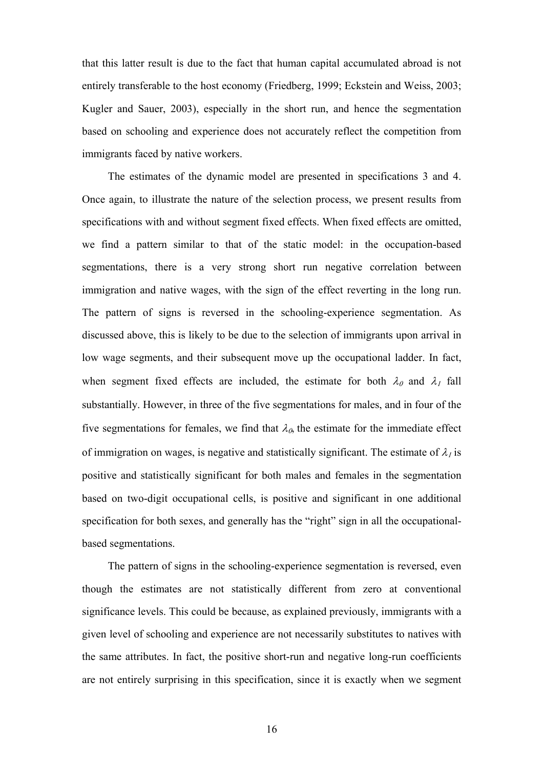that this latter result is due to the fact that human capital accumulated abroad is not entirely transferable to the host economy (Friedberg, 1999; Eckstein and Weiss, 2003; Kugler and Sauer, 2003), especially in the short run, and hence the segmentation based on schooling and experience does not accurately reflect the competition from immigrants faced by native workers.

The estimates of the dynamic model are presented in specifications 3 and 4. Once again, to illustrate the nature of the selection process, we present results from specifications with and without segment fixed effects. When fixed effects are omitted, we find a pattern similar to that of the static model: in the occupation-based segmentations, there is a very strong short run negative correlation between immigration and native wages, with the sign of the effect reverting in the long run. The pattern of signs is reversed in the schooling-experience segmentation. As discussed above, this is likely to be due to the selection of immigrants upon arrival in low wage segments, and their subsequent move up the occupational ladder. In fact, when segment fixed effects are included, the estimate for both $\lambda_0$ and $\lambda_1$ fall substantially. However, in three of the five segmentations for males, and in four of the five segmentations for females, we find that $\lambda_0$, the estimate for the immediate effect of immigration on wages, is negative and statistically significant. The estimate of $\lambda_1$ is positive and statistically significant for both males and females in the segmentation based on two-digit occupational cells, is positive and significant in one additional specification for both sexes, and generally has the "right" sign in all the occupational-based segmentations.

The pattern of signs in the schooling-experience segmentation is reversed, even though the estimates are not statistically different from zero at conventional significance levels. This could be because, as explained previously, immigrants with a given level of schooling and experience are not necessarily substitutes to natives with the same attributes. In fact, the positive short-run and negative long-run coefficients are not entirely surprising in this specification, since it is exactly when we segment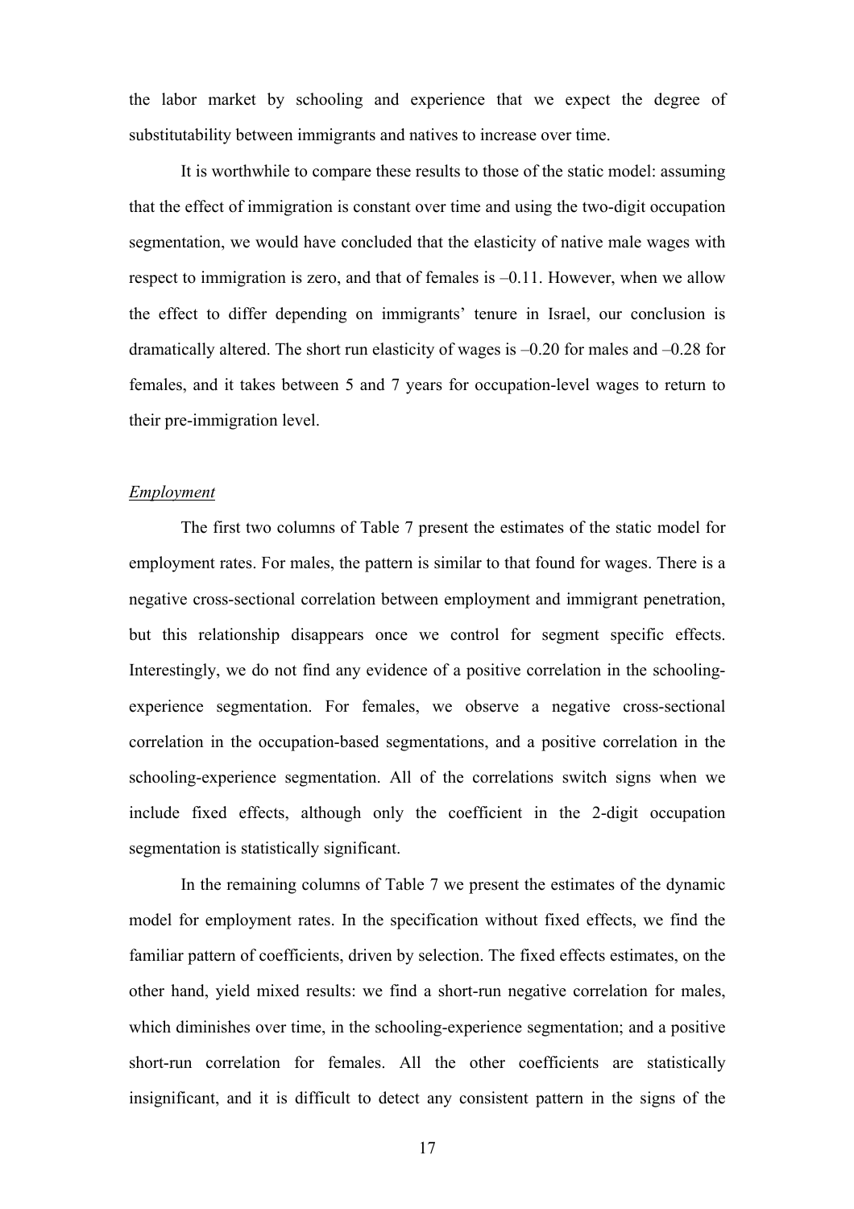the labor market by schooling and experience that we expect the degree of substitutability between immigrants and natives to increase over time.

It is worthwhile to compare these results to those of the static model: assuming that the effect of immigration is constant over time and using the two-digit occupation segmentation, we would have concluded that the elasticity of native male wages with respect to immigration is zero, and that of females is –0.11. However, when we allow the effect to differ depending on immigrants' tenure in Israel, our conclusion is dramatically altered. The short run elasticity of wages is –0.20 for males and –0.28 for females, and it takes between 5 and 7 years for occupation-level wages to return to their pre-immigration level.

*Employment*

The first two columns of Table 7 present the estimates of the static model for employment rates. For males, the pattern is similar to that found for wages. There is a negative cross-sectional correlation between employment and immigrant penetration, but this relationship disappears once we control for segment specific effects. Interestingly, we do not find any evidence of a positive correlation in the schooling-experience segmentation. For females, we observe a negative cross-sectional correlation in the occupation-based segmentations, and a positive correlation in the schooling-experience segmentation. All of the correlations switch signs when we include fixed effects, although only the coefficient in the 2-digit occupation segmentation is statistically significant.

In the remaining columns of Table 7 we present the estimates of the dynamic model for employment rates. In the specification without fixed effects, we find the familiar pattern of coefficients, driven by selection. The fixed effects estimates, on the other hand, yield mixed results: we find a short-run negative correlation for males, which diminishes over time, in the schooling-experience segmentation; and a positive short-run correlation for females. All the other coefficients are statistically insignificant, and it is difficult to detect any consistent pattern in the signs of the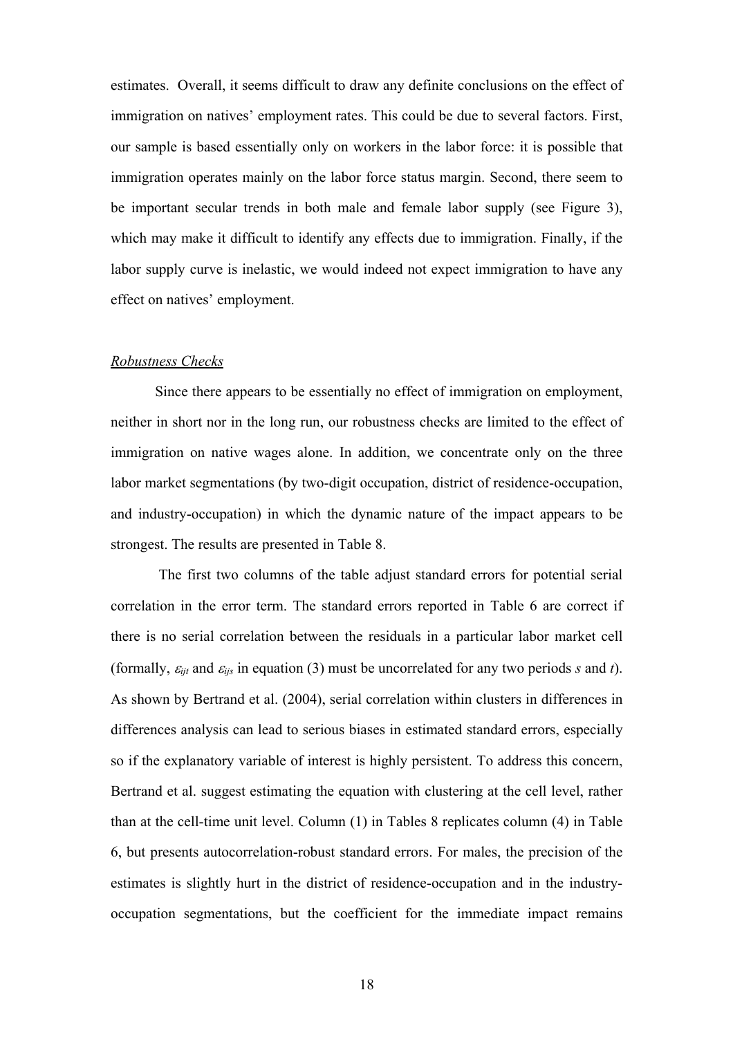estimates. Overall, it seems difficult to draw any definite conclusions on the effect of immigration on natives' employment rates. This could be due to several factors. First, our sample is based essentially only on workers in the labor force: it is possible that immigration operates mainly on the labor force status margin. Second, there seem to be important secular trends in both male and female labor supply (see Figure 3), which may make it difficult to identify any effects due to immigration. Finally, if the labor supply curve is inelastic, we would indeed not expect immigration to have any effect on natives' employment.

*Robustness Checks*

Since there appears to be essentially no effect of immigration on employment, neither in short nor in the long run, our robustness checks are limited to the effect of immigration on native wages alone. In addition, we concentrate only on the three labor market segmentations (by two-digit occupation, district of residence-occupation, and industry-occupation) in which the dynamic nature of the impact appears to be strongest. The results are presented in Table 8.

The first two columns of the table adjust standard errors for potential serial correlation in the error term. The standard errors reported in Table 6 are correct if there is no serial correlation between the residuals in a particular labor market cell (formally, $\varepsilon_{ijt}$ and $\varepsilon_{ijs}$ in equation (3) must be uncorrelated for any two periods $s$ and $t$). As shown by Bertrand et al. (2004), serial correlation within clusters in differences in differences analysis can lead to serious biases in estimated standard errors, especially so if the explanatory variable of interest is highly persistent. To address this concern, Bertrand et al. suggest estimating the equation with clustering at the cell level, rather than at the cell-time unit level. Column (1) in Tables 8 replicates column (4) in Table 6, but presents autocorrelation-robust standard errors. For males, the precision of the estimates is slightly hurt in the district of residence-occupation and in the industry-occupation segmentations, but the coefficient for the immediate impact remains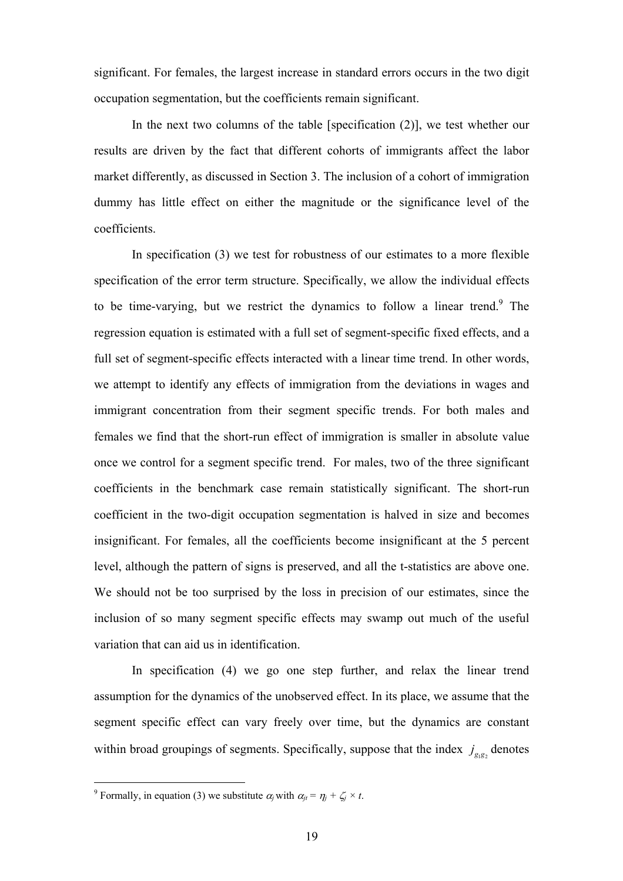significant. For females, the largest increase in standard errors occurs in the two digit occupation segmentation, but the coefficients remain significant.

In the next two columns of the table [specification (2)], we test whether our results are driven by the fact that different cohorts of immigrants affect the labor market differently, as discussed in Section 3. The inclusion of a cohort of immigration dummy has little effect on either the magnitude or the significance level of the coefficients.

In specification (3) we test for robustness of our estimates to a more flexible specification of the error term structure. Specifically, we allow the individual effects to be time-varying, but we restrict the dynamics to follow a linear trend.[9] The regression equation is estimated with a full set of segment-specific fixed effects, and a full set of segment-specific effects interacted with a linear time trend. In other words, we attempt to identify any effects of immigration from the deviations in wages and immigrant concentration from their segment specific trends. For both males and females we find that the short-run effect of immigration is smaller in absolute value once we control for a segment specific trend. For males, two of the three significant coefficients in the benchmark case remain statistically significant. The short-run coefficient in the two-digit occupation segmentation is halved in size and becomes insignificant. For females, all the coefficients become insignificant at the 5 percent level, although the pattern of signs is preserved, and all the t-statistics are above one. We should not be too surprised by the loss in precision of our estimates, since the inclusion of so many segment specific effects may swamp out much of the useful variation that can aid us in identification.

In specification (4) we go one step further, and relax the linear trend assumption for the dynamics of the unobserved effect. In its place, we assume that the segment specific effect can vary freely over time, but the dynamics are constant within broad groupings of segments. Specifically, suppose that the index $j_{g_1 g_2}$ denotes

---

[9] Formally, in equation (3) we substitute $\alpha_j$ with $\alpha_{jt} = \eta_j + \zeta_j \times t$.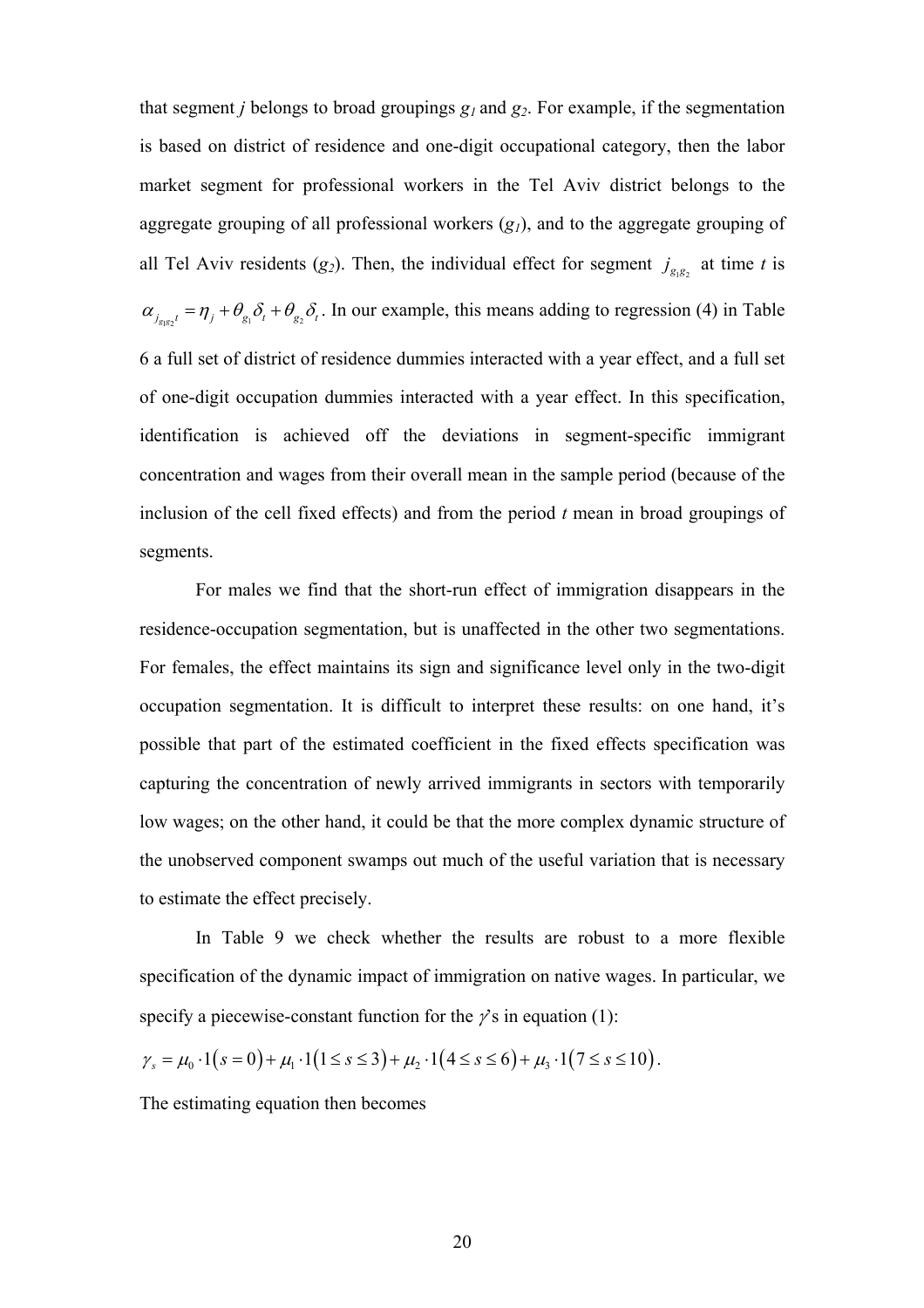that segment $j$ belongs to broad groupings $g_1$ and $g_2$. For example, if the segmentation is based on district of residence and one-digit occupational category, then the labor market segment for professional workers in the Tel Aviv district belongs to the aggregate grouping of all professional workers ($g_1$), and to the aggregate grouping of all Tel Aviv residents ($g_2$). Then, the individual effect for segment $j_{g_1g_2}$ at time $t$ is $\alpha_{j_{g_1g_2}t} = \eta_j + \theta_{g_1}\delta_t + \theta_{g_2}\delta_t$. In our example, this means adding to regression (4) in Table 6 a full set of district of residence dummies interacted with a year effect, and a full set of one-digit occupation dummies interacted with a year effect. In this specification, identification is achieved off the deviations in segment-specific immigrant concentration and wages from their overall mean in the sample period (because of the inclusion of the cell fixed effects) and from the period $t$ mean in broad groupings of segments.

For males we find that the short-run effect of immigration disappears in the residence-occupation segmentation, but is unaffected in the other two segmentations. For females, the effect maintains its sign and significance level only in the two-digit occupation segmentation. It is difficult to interpret these results: on one hand, it's possible that part of the estimated coefficient in the fixed effects specification was capturing the concentration of newly arrived immigrants in sectors with temporarily low wages; on the other hand, it could be that the more complex dynamic structure of the unobserved component swamps out much of the useful variation that is necessary to estimate the effect precisely.

In Table 9 we check whether the results are robust to a more flexible specification of the dynamic impact of immigration on native wages. In particular, we specify a piecewise-constant function for the $\gamma$'s in equation (1):

$$\gamma_s = \mu_0 \cdot 1(s=0) + \mu_1 \cdot 1(1 \le s \le 3) + \mu_2 \cdot 1(4 \le s \le 6) + \mu_3 \cdot 1(7 \le s \le 10).$$

The estimating equation then becomes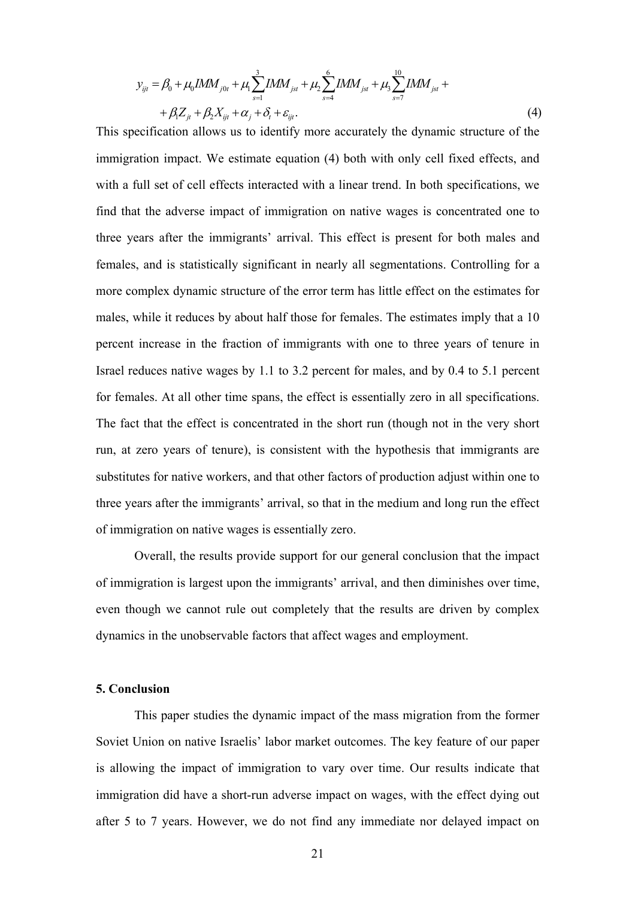$$y_{ijt} = \beta_0 + \mu_0 IMM_{j0t} + \mu_1 \sum_{s=1}^{3} IMM_{jst} + \mu_2 \sum_{s=4}^{6} IMM_{jst} + \mu_3 \sum_{s=7}^{10} IMM_{jst} + \\ + \beta_1 Z_{jt} + \beta_2 X_{ijt} + \alpha_j + \delta_t + \varepsilon_{ijt}. \tag{4}$$

This specification allows us to identify more accurately the dynamic structure of the immigration impact. We estimate equation (4) both with only cell fixed effects, and with a full set of cell effects interacted with a linear trend. In both specifications, we find that the adverse impact of immigration on native wages is concentrated one to three years after the immigrants' arrival. This effect is present for both males and females, and is statistically significant in nearly all segmentations. Controlling for a more complex dynamic structure of the error term has little effect on the estimates for males, while it reduces by about half those for females. The estimates imply that a 10 percent increase in the fraction of immigrants with one to three years of tenure in Israel reduces native wages by 1.1 to 3.2 percent for males, and by 0.4 to 5.1 percent for females. At all other time spans, the effect is essentially zero in all specifications. The fact that the effect is concentrated in the short run (though not in the very short run, at zero years of tenure), is consistent with the hypothesis that immigrants are substitutes for native workers, and that other factors of production adjust within one to three years after the immigrants' arrival, so that in the medium and long run the effect of immigration on native wages is essentially zero.

Overall, the results provide support for our general conclusion that the impact of immigration is largest upon the immigrants' arrival, and then diminishes over time, even though we cannot rule out completely that the results are driven by complex dynamics in the unobservable factors that affect wages and employment.

## 5. Conclusion

This paper studies the dynamic impact of the mass migration from the former Soviet Union on native Israelis' labor market outcomes. The key feature of our paper is allowing the impact of immigration to vary over time. Our results indicate that immigration did have a short-run adverse impact on wages, with the effect dying out after 5 to 7 years. However, we do not find any immediate nor delayed impact on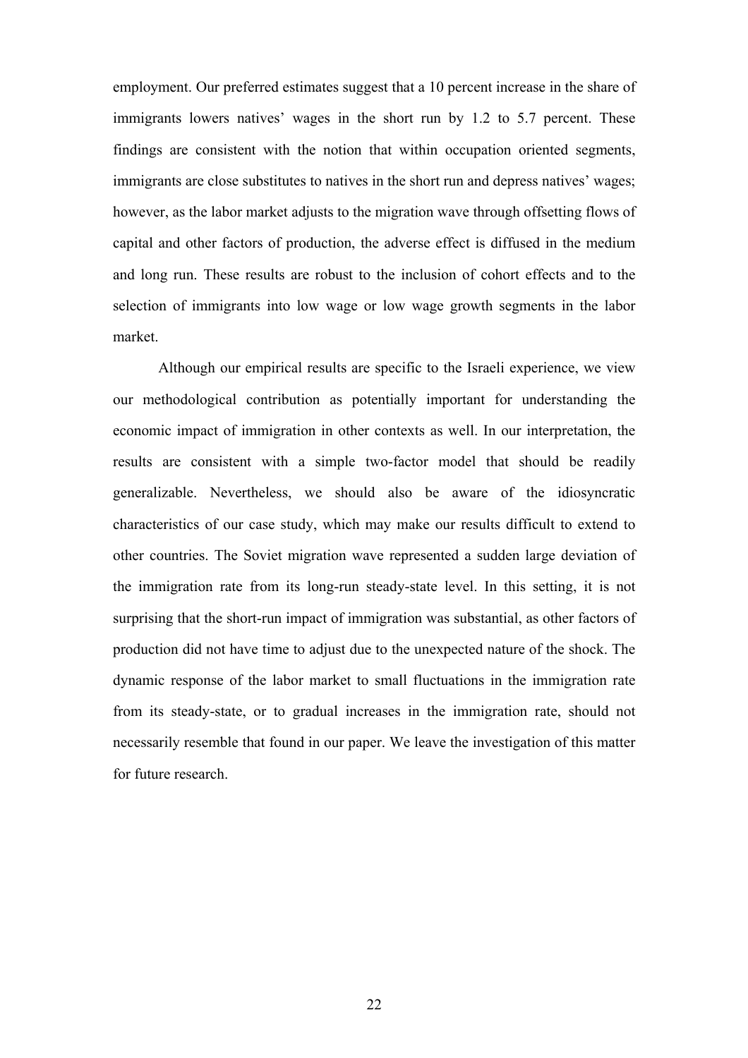employment. Our preferred estimates suggest that a 10 percent increase in the share of immigrants lowers natives' wages in the short run by 1.2 to 5.7 percent. These findings are consistent with the notion that within occupation oriented segments, immigrants are close substitutes to natives in the short run and depress natives' wages; however, as the labor market adjusts to the migration wave through offsetting flows of capital and other factors of production, the adverse effect is diffused in the medium and long run. These results are robust to the inclusion of cohort effects and to the selection of immigrants into low wage or low wage growth segments in the labor market.

Although our empirical results are specific to the Israeli experience, we view our methodological contribution as potentially important for understanding the economic impact of immigration in other contexts as well. In our interpretation, the results are consistent with a simple two-factor model that should be readily generalizable. Nevertheless, we should also be aware of the idiosyncratic characteristics of our case study, which may make our results difficult to extend to other countries. The Soviet migration wave represented a sudden large deviation of the immigration rate from its long-run steady-state level. In this setting, it is not surprising that the short-run impact of immigration was substantial, as other factors of production did not have time to adjust due to the unexpected nature of the shock. The dynamic response of the labor market to small fluctuations in the immigration rate from its steady-state, or to gradual increases in the immigration rate, should not necessarily resemble that found in our paper. We leave the investigation of this matter for future research.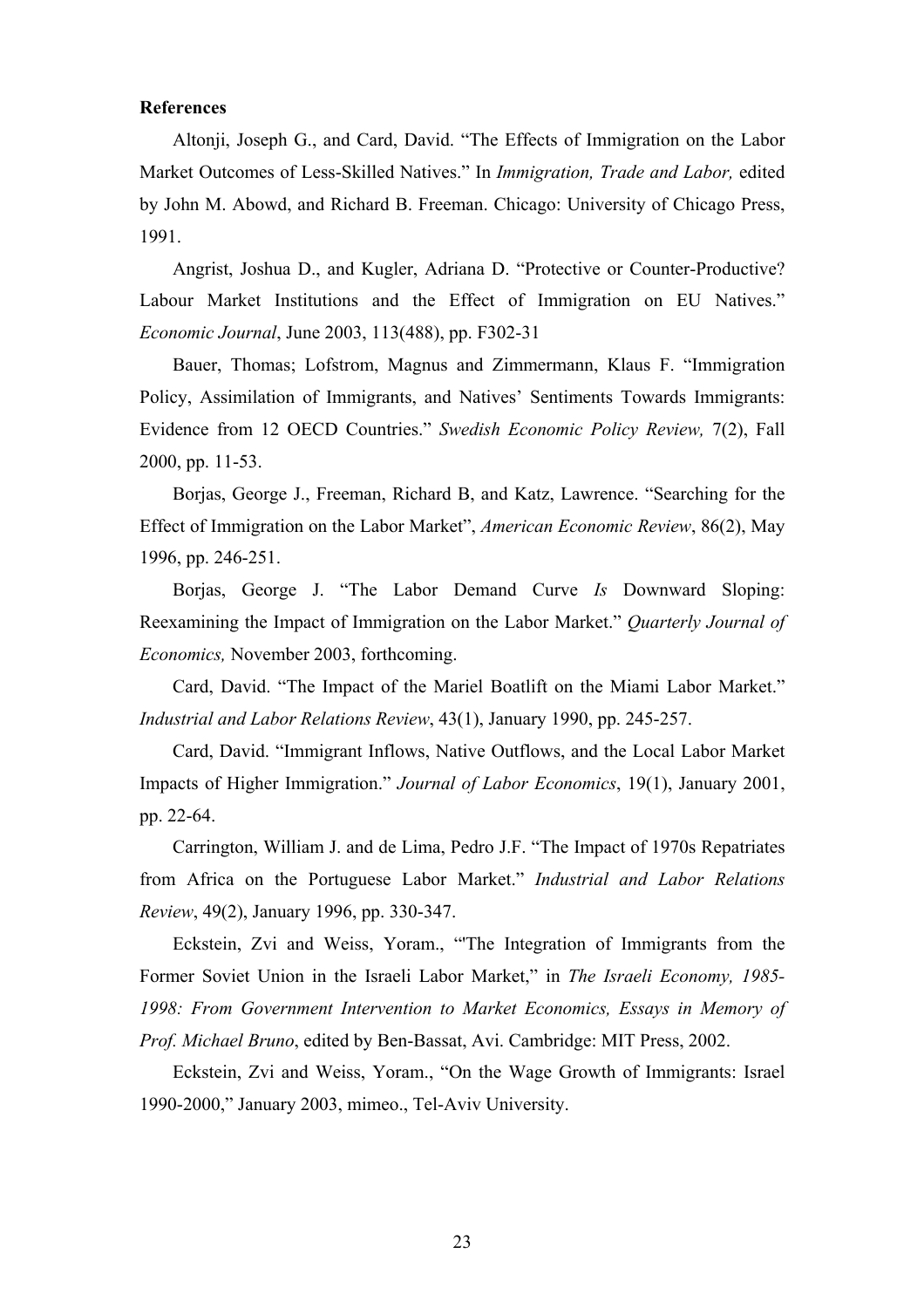**References**

Altonji, Joseph G., and Card, David. "The Effects of Immigration on the Labor Market Outcomes of Less-Skilled Natives." In *Immigration, Trade and Labor,* edited by John M. Abowd, and Richard B. Freeman. Chicago: University of Chicago Press, 1991.

Angrist, Joshua D., and Kugler, Adriana D. "Protective or Counter-Productive? Labour Market Institutions and the Effect of Immigration on EU Natives." *Economic Journal*, June 2003, 113(488), pp. F302-31

Bauer, Thomas; Lofstrom, Magnus and Zimmermann, Klaus F. "Immigration Policy, Assimilation of Immigrants, and Natives' Sentiments Towards Immigrants: Evidence from 12 OECD Countries." *Swedish Economic Policy Review,* 7(2), Fall 2000, pp. 11-53.

Borjas, George J., Freeman, Richard B, and Katz, Lawrence. "Searching for the Effect of Immigration on the Labor Market", *American Economic Review*, 86(2), May 1996, pp. 246-251.

Borjas, George J. "The Labor Demand Curve *Is* Downward Sloping: Reexamining the Impact of Immigration on the Labor Market." *Quarterly Journal of Economics,* November 2003, forthcoming.

Card, David. "The Impact of the Mariel Boatlift on the Miami Labor Market." *Industrial and Labor Relations Review*, 43(1), January 1990, pp. 245-257.

Card, David. "Immigrant Inflows, Native Outflows, and the Local Labor Market Impacts of Higher Immigration." *Journal of Labor Economics*, 19(1), January 2001, pp. 22-64.

Carrington, William J. and de Lima, Pedro J.F. "The Impact of 1970s Repatriates from Africa on the Portuguese Labor Market." *Industrial and Labor Relations Review*, 49(2), January 1996, pp. 330-347.

Eckstein, Zvi and Weiss, Yoram., "'The Integration of Immigrants from the Former Soviet Union in the Israeli Labor Market," in *The Israeli Economy, 1985-1998: From Government Intervention to Market Economics, Essays in Memory of Prof. Michael Bruno*, edited by Ben-Bassat, Avi. Cambridge: MIT Press, 2002.

Eckstein, Zvi and Weiss, Yoram., "On the Wage Growth of Immigrants: Israel 1990-2000," January 2003, mimeo., Tel-Aviv University.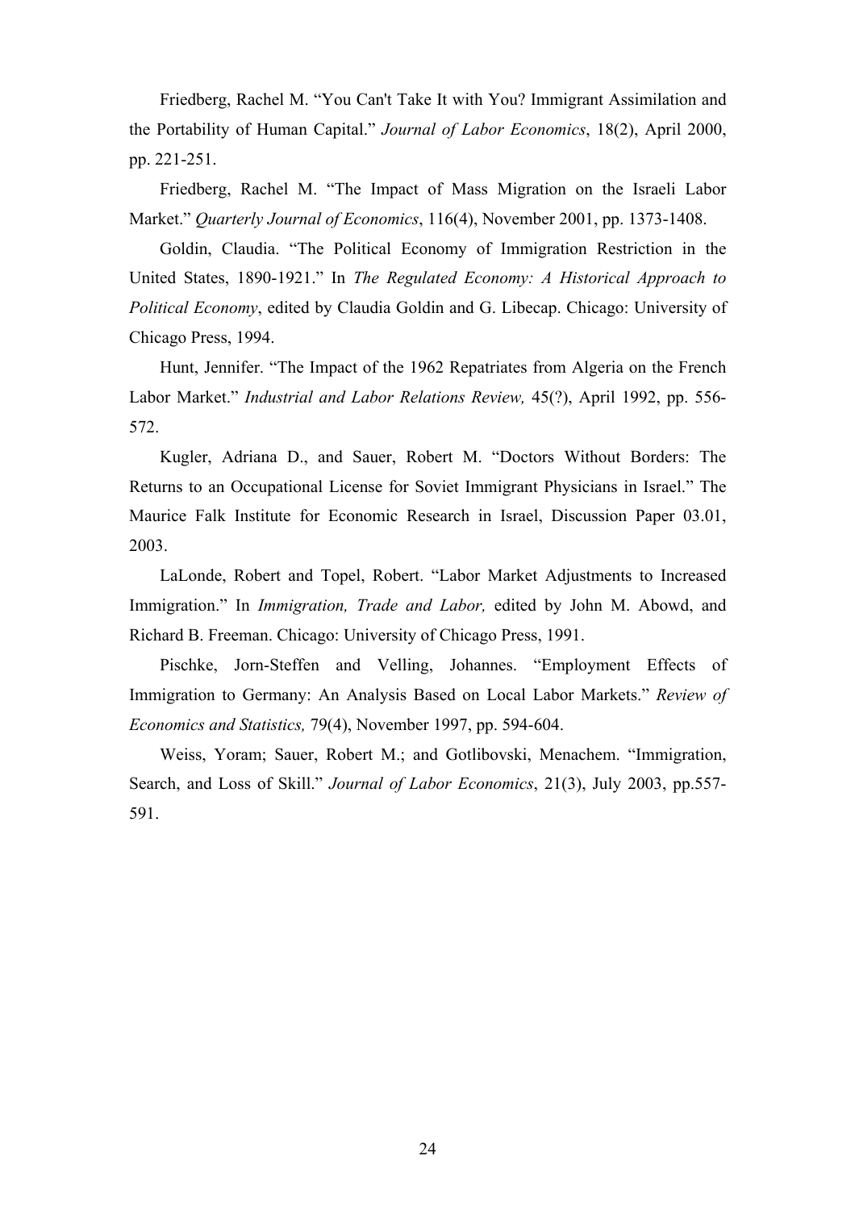Friedberg, Rachel M. "You Can't Take It with You? Immigrant Assimilation and the Portability of Human Capital." *Journal of Labor Economics*, 18(2), April 2000, pp. 221-251.

Friedberg, Rachel M. "The Impact of Mass Migration on the Israeli Labor Market." *Quarterly Journal of Economics*, 116(4), November 2001, pp. 1373-1408.

Goldin, Claudia. "The Political Economy of Immigration Restriction in the United States, 1890-1921." In *The Regulated Economy: A Historical Approach to Political Economy*, edited by Claudia Goldin and G. Libecap. Chicago: University of Chicago Press, 1994.

Hunt, Jennifer. "The Impact of the 1962 Repatriates from Algeria on the French Labor Market." *Industrial and Labor Relations Review,* 45(?), April 1992, pp. 556-572.

Kugler, Adriana D., and Sauer, Robert M. "Doctors Without Borders: The Returns to an Occupational License for Soviet Immigrant Physicians in Israel." The Maurice Falk Institute for Economic Research in Israel, Discussion Paper 03.01, 2003.

LaLonde, Robert and Topel, Robert. "Labor Market Adjustments to Increased Immigration." In *Immigration, Trade and Labor,* edited by John M. Abowd, and Richard B. Freeman. Chicago: University of Chicago Press, 1991.

Pischke, Jorn-Steffen and Velling, Johannes. "Employment Effects of Immigration to Germany: An Analysis Based on Local Labor Markets." *Review of Economics and Statistics,* 79(4), November 1997, pp. 594-604.

Weiss, Yoram; Sauer, Robert M.; and Gotlibovski, Menachem. "Immigration, Search, and Loss of Skill." *Journal of Labor Economics*, 21(3), July 2003, pp.557-591.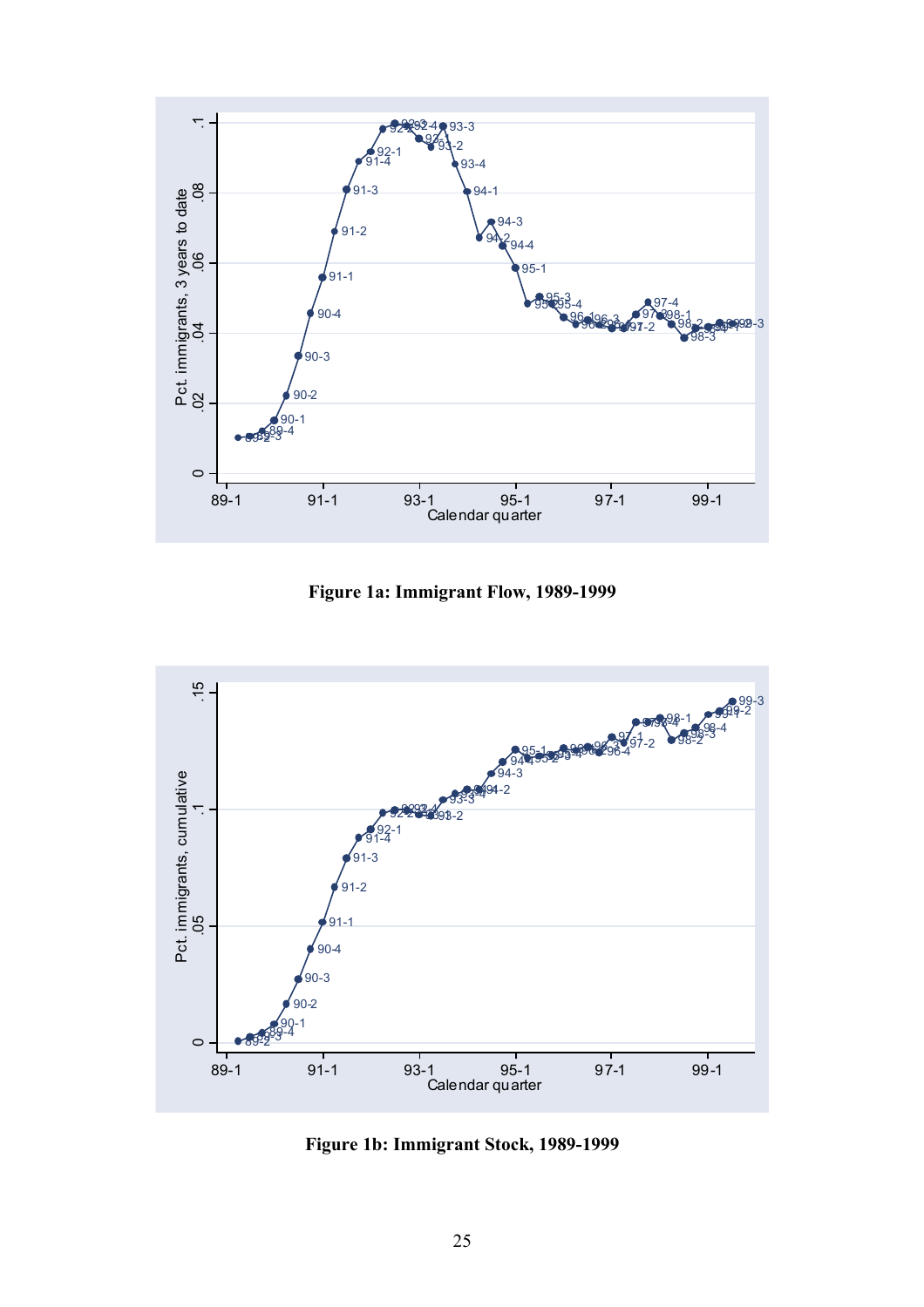**Figure 1a: Immigrant Flow, 1989-1999**

**Figure 1b: Immigrant Stock, 1989-1999**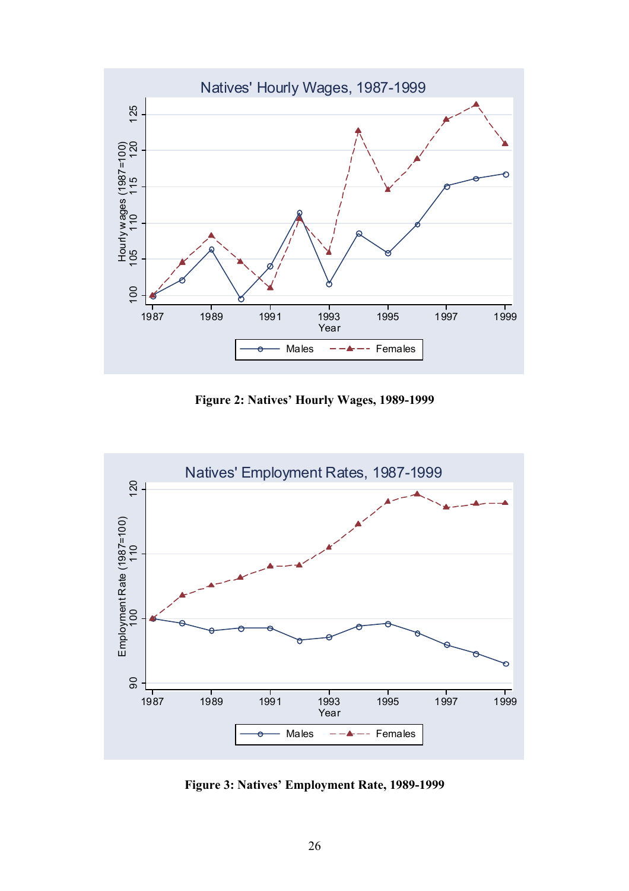**Figure 2: Natives' Hourly Wages, 1989-1999**

**Figure 3: Natives' Employment Rate, 1989-1999**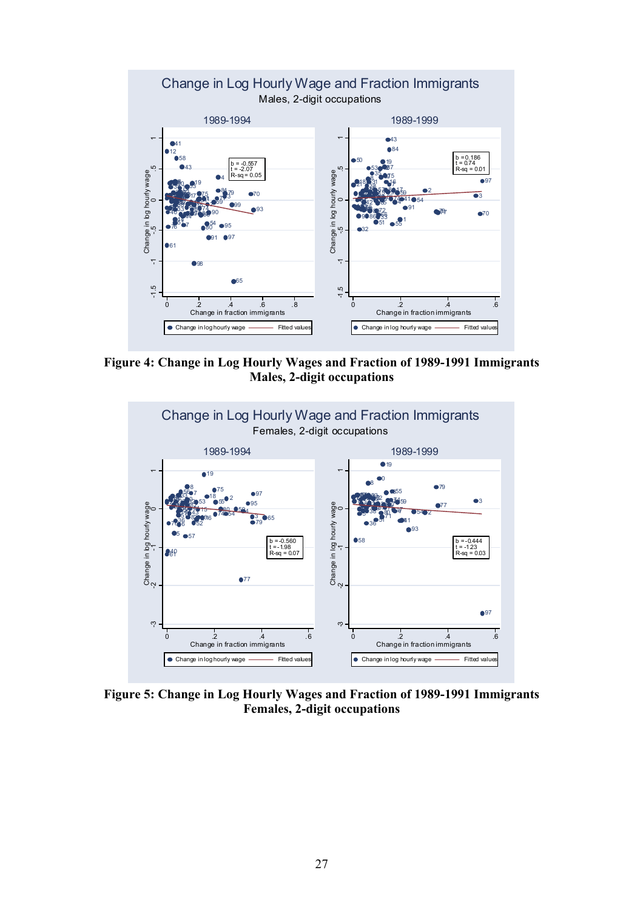**Figure 4: Change in Log Hourly Wages and Fraction of 1989-1991 Immigrants Males, 2-digit occupations**

**Figure 5: Change in Log Hourly Wages and Fraction of 1989-1991 Immigrants Females, 2-digit occupations**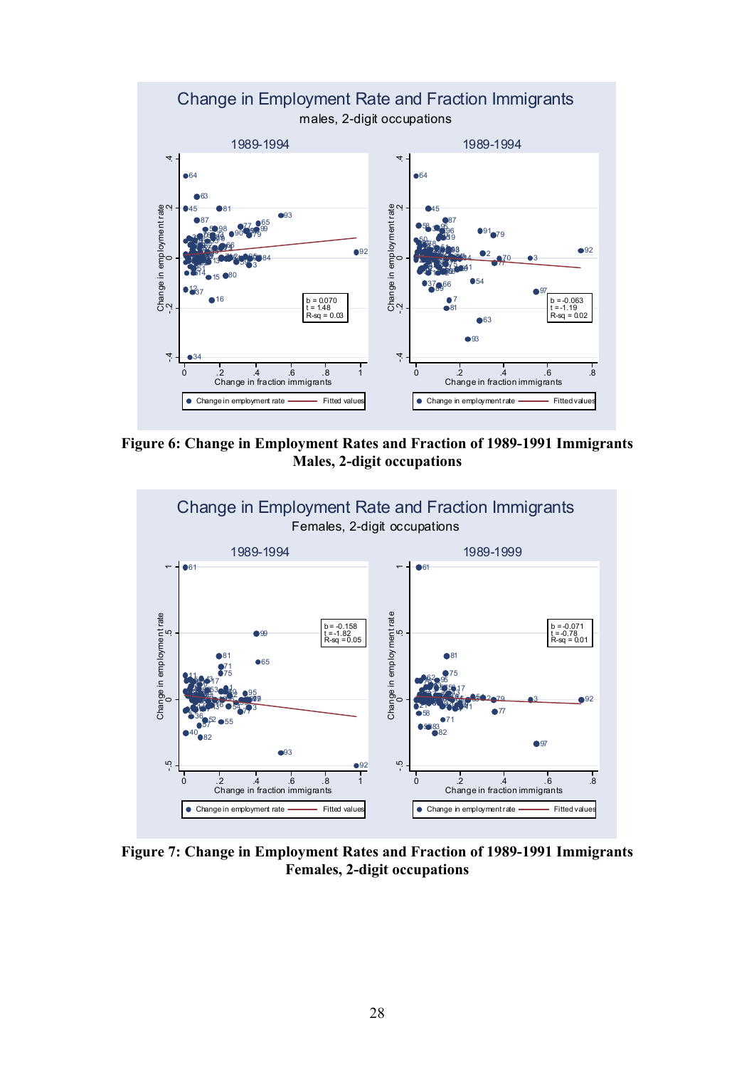**Figure 6: Change in Employment Rates and Fraction of 1989-1991 Immigrants Males, 2-digit occupations**

**Figure 7: Change in Employment Rates and Fraction of 1989-1991 Immigrants Females, 2-digit occupations**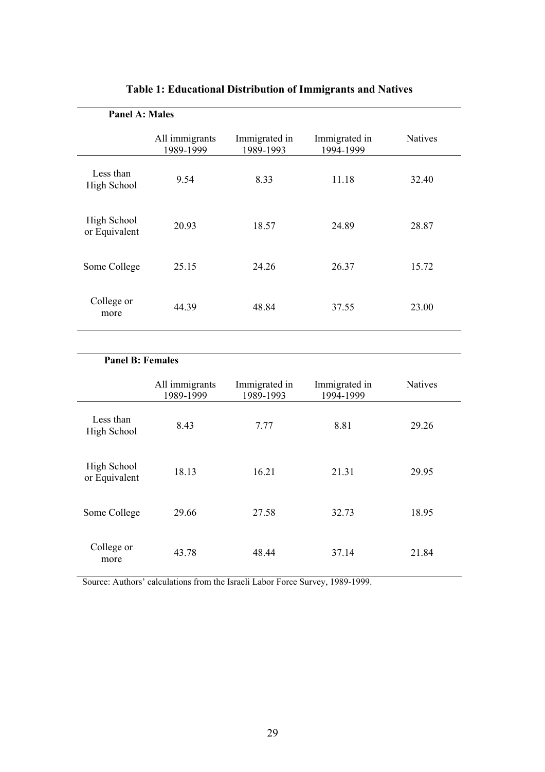**Table 1: Educational Distribution of Immigrants and Natives**

**Panel A: Males**

| | All immigrants 1989-1999 | Immigrated in 1989-1993 | Immigrated in 1994-1999 | Natives |
|---|---|---|---|---|
| Less than High School | 9.54 | 8.33 | 11.18 | 32.40 |
| High School or Equivalent | 20.93 | 18.57 | 24.89 | 28.87 |
| Some College | 25.15 | 24.26 | 26.37 | 15.72 |
| College or more | 44.39 | 48.84 | 37.55 | 23.00 |

**Panel B: Females**

| | All immigrants 1989-1999 | Immigrated in 1989-1993 | Immigrated in 1994-1999 | Natives |
|---|---|---|---|---|
| Less than High School | 8.43 | 7.77 | 8.81 | 29.26 |
| High School or Equivalent | 18.13 | 16.21 | 21.31 | 29.95 |
| Some College | 29.66 | 27.58 | 32.73 | 18.95 |
| College or more | 43.78 | 48.44 | 37.14 | 21.84 |

Source: Authors' calculations from the Israeli Labor Force Survey, 1989-1999.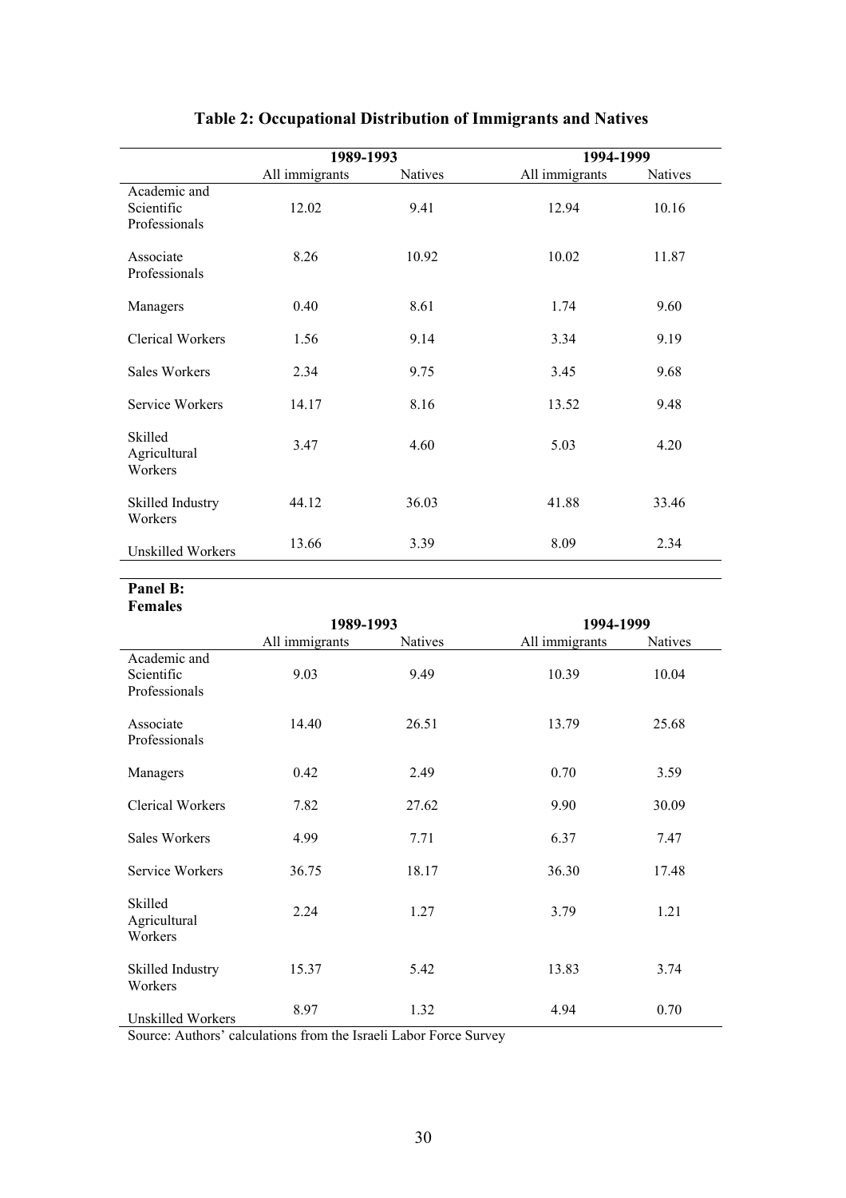# Table 2: Occupational Distribution of Immigrants and Natives

| | 1989-1993 | | 1994-1999 | |
|---|---|---|---|---|
| | All immigrants | Natives | All immigrants | Natives |
| Academic and Scientific Professionals | 12.02 | 9.41 | 12.94 | 10.16 |
| Associate Professionals | 8.26 | 10.92 | 10.02 | 11.87 |
| Managers | 0.40 | 8.61 | 1.74 | 9.60 |
| Clerical Workers | 1.56 | 9.14 | 3.34 | 9.19 |
| Sales Workers | 2.34 | 9.75 | 3.45 | 9.68 |
| Service Workers | 14.17 | 8.16 | 13.52 | 9.48 |
| Skilled Agricultural Workers | 3.47 | 4.60 | 5.03 | 4.20 |
| Skilled Industry Workers | 44.12 | 36.03 | 41.88 | 33.46 |
| Unskilled Workers | 13.66 | 3.39 | 8.09 | 2.34 |

**Panel B: Females**

| | 1989-1993 | | 1994-1999 | |
|---|---|---|---|---|
| | All immigrants | Natives | All immigrants | Natives |
| Academic and Scientific Professionals | 9.03 | 9.49 | 10.39 | 10.04 |
| Associate Professionals | 14.40 | 26.51 | 13.79 | 25.68 |
| Managers | 0.42 | 2.49 | 0.70 | 3.59 |
| Clerical Workers | 7.82 | 27.62 | 9.90 | 30.09 |
| Sales Workers | 4.99 | 7.71 | 6.37 | 7.47 |
| Service Workers | 36.75 | 18.17 | 36.30 | 17.48 |
| Skilled Agricultural Workers | 2.24 | 1.27 | 3.79 | 1.21 |
| Skilled Industry Workers | 15.37 | 5.42 | 13.83 | 3.74 |
| Unskilled Workers | 8.97 | 1.32 | 4.94 | 0.70 |

Source: Authors' calculations from the Israeli Labor Force Survey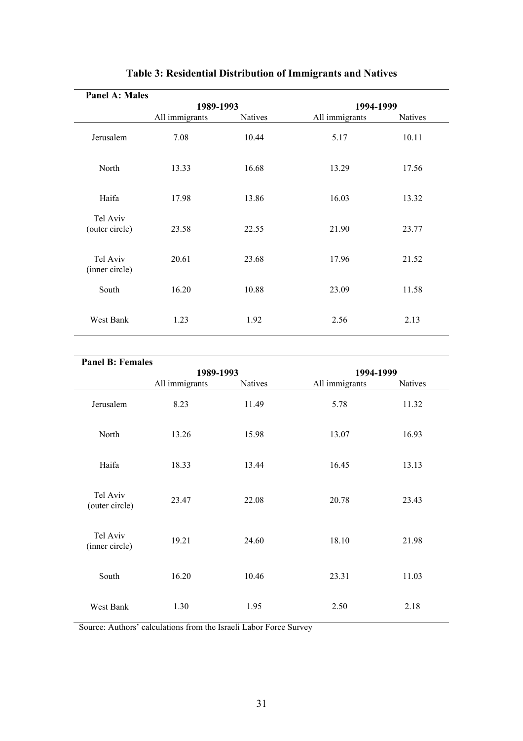# Table 3: Residential Distribution of Immigrants and Natives

**Panel A: Males**

| | 1989-1993 | | 1994-1999 | |
|---|---|---|---|---|
| | All immigrants | Natives | All immigrants | Natives |
| Jerusalem | 7.08 | 10.44 | 5.17 | 10.11 |
| North | 13.33 | 16.68 | 13.29 | 17.56 |
| Haifa | 17.98 | 13.86 | 16.03 | 13.32 |
| Tel Aviv (outer circle) | 23.58 | 22.55 | 21.90 | 23.77 |
| Tel Aviv (inner circle) | 20.61 | 23.68 | 17.96 | 21.52 |
| South | 16.20 | 10.88 | 23.09 | 11.58 |
| West Bank | 1.23 | 1.92 | 2.56 | 2.13 |

**Panel B: Females**

| | 1989-1993 | | 1994-1999 | |
|---|---|---|---|---|
| | All immigrants | Natives | All immigrants | Natives |
| Jerusalem | 8.23 | 11.49 | 5.78 | 11.32 |
| North | 13.26 | 15.98 | 13.07 | 16.93 |
| Haifa | 18.33 | 13.44 | 16.45 | 13.13 |
| Tel Aviv (outer circle) | 23.47 | 22.08 | 20.78 | 23.43 |
| Tel Aviv (inner circle) | 19.21 | 24.60 | 18.10 | 21.98 |
| South | 16.20 | 10.46 | 23.31 | 11.03 |
| West Bank | 1.30 | 1.95 | 2.50 | 2.18 |

Source: Authors' calculations from the Israeli Labor Force Survey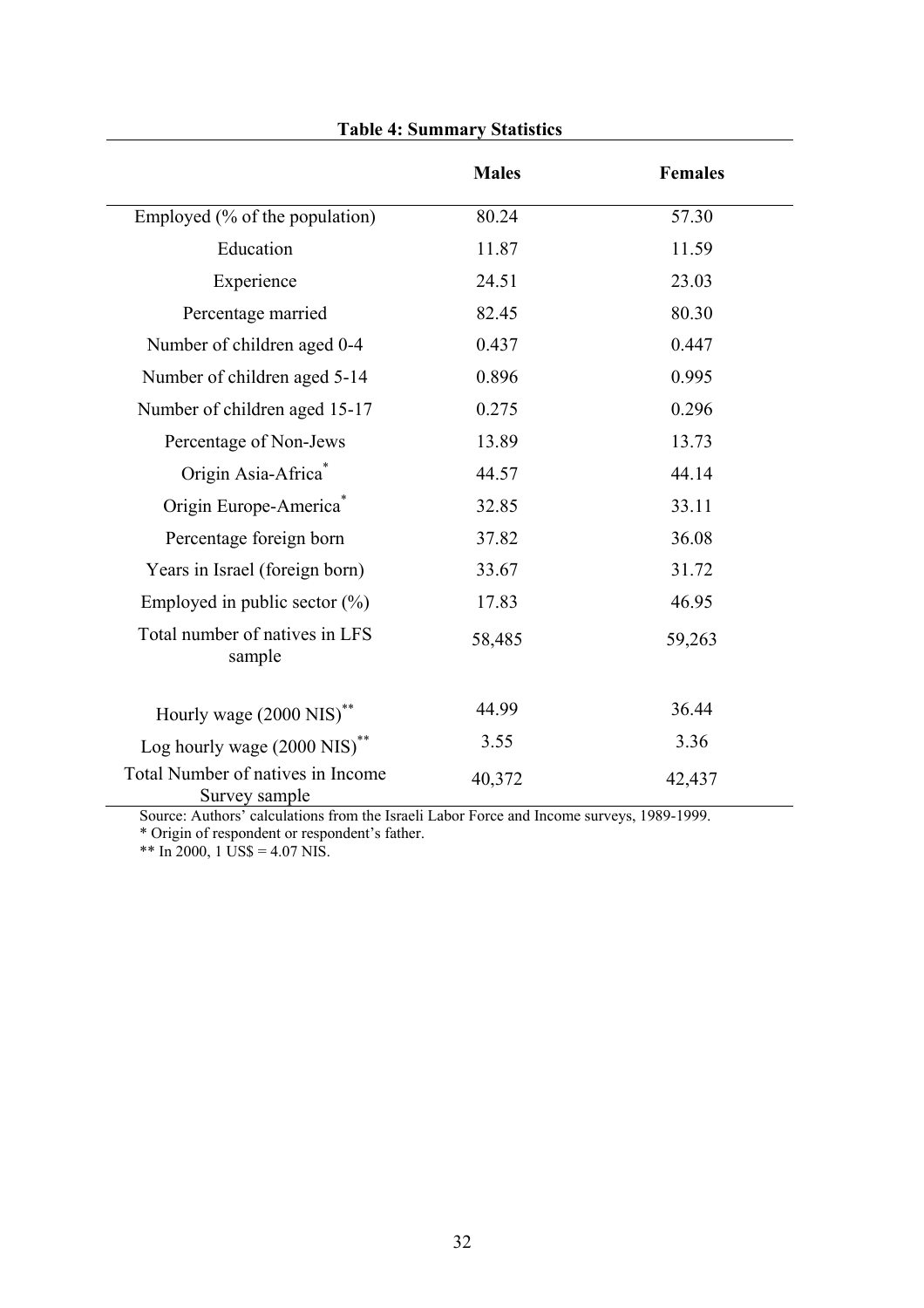**Table 4: Summary Statistics**

| | **Males** | **Females** |
|---|---|---|
| Employed (% of the population) | 80.24 | 57.30 |
| Education | 11.87 | 11.59 |
| Experience | 24.51 | 23.03 |
| Percentage married | 82.45 | 80.30 |
| Number of children aged 0-4 | 0.437 | 0.447 |
| Number of children aged 5-14 | 0.896 | 0.995 |
| Number of children aged 15-17 | 0.275 | 0.296 |
| Percentage of Non-Jews | 13.89 | 13.73 |
| Origin Asia-Africa* | 44.57 | 44.14 |
| Origin Europe-America* | 32.85 | 33.11 |
| Percentage foreign born | 37.82 | 36.08 |
| Years in Israel (foreign born) | 33.67 | 31.72 |
| Employed in public sector (%) | 17.83 | 46.95 |
| Total number of natives in LFS sample | 58,485 | 59,263 |
| Hourly wage (2000 NIS)** | 44.99 | 36.44 |
| Log hourly wage (2000 NIS)** | 3.55 | 3.36 |
| Total Number of natives in Income Survey sample | 40,372 | 42,437 |

Source: Authors' calculations from the Israeli Labor Force and Income surveys, 1989-1999.
* Origin of respondent or respondent's father.
** In 2000, 1 US$ = 4.07 NIS.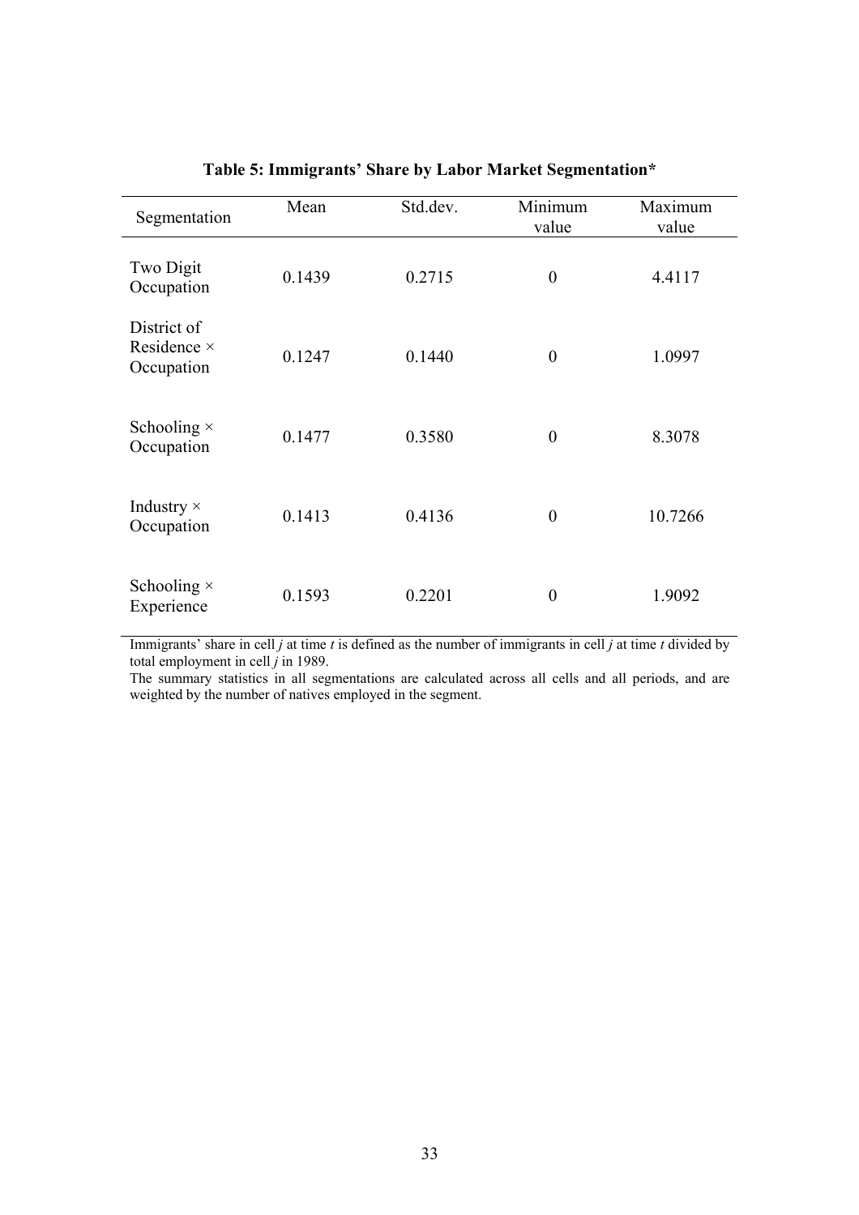**Table 5: Immigrants' Share by Labor Market Segmentation***

| Segmentation | Mean | Std.dev. | Minimum value | Maximum value |
|---|---|---|---|---|
| Two Digit Occupation | 0.1439 | 0.2715 | 0 | 4.4117 |
| District of Residence × Occupation | 0.1247 | 0.1440 | 0 | 1.0997 |
| Schooling × Occupation | 0.1477 | 0.3580 | 0 | 8.3078 |
| Industry × Occupation | 0.1413 | 0.4136 | 0 | 10.7266 |
| Schooling × Experience | 0.1593 | 0.2201 | 0 | 1.9092 |

Immigrants' share in cell *j* at time *t* is defined as the number of immigrants in cell *j* at time *t* divided by total employment in cell *j* in 1989.

The summary statistics in all segmentations are calculated across all cells and all periods, and are weighted by the number of natives employed in the segment.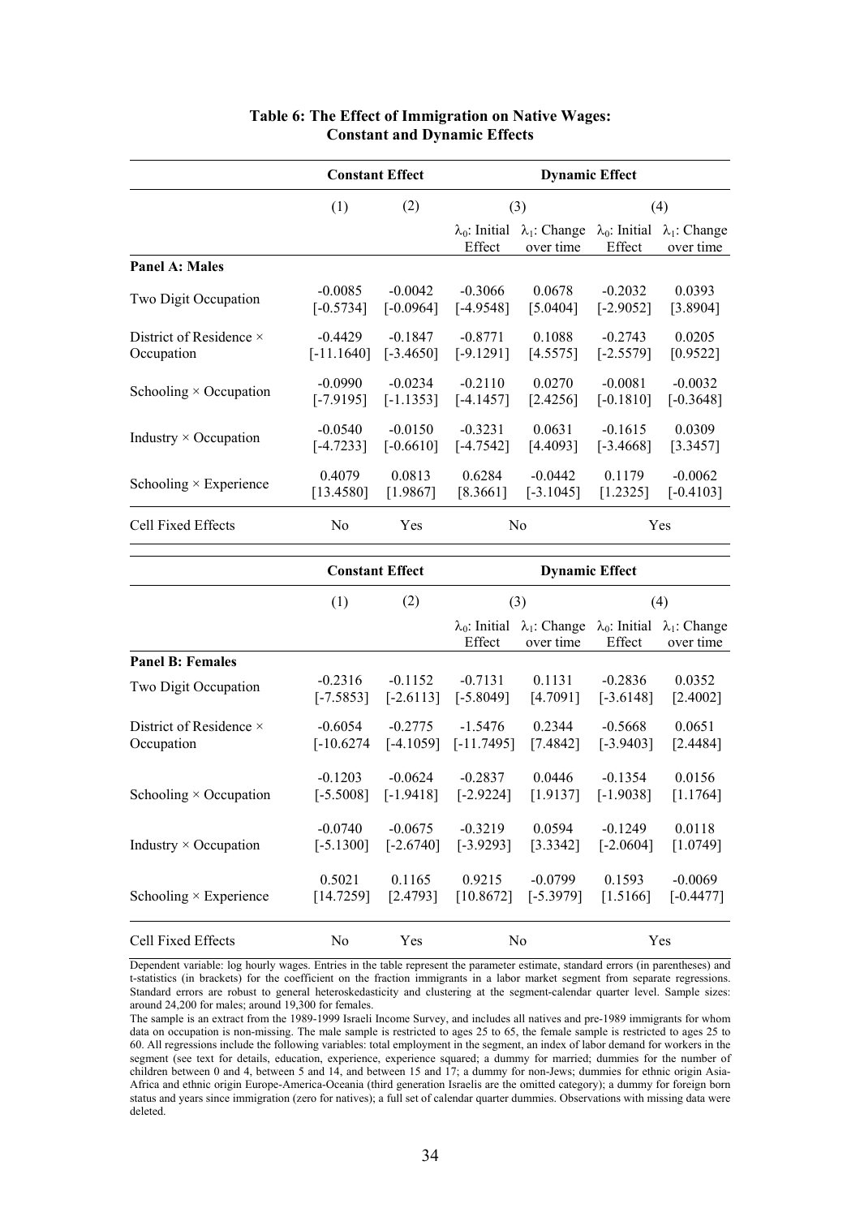**Table 6: The Effect of Immigration on Native Wages: Constant and Dynamic Effects**

| | Constant Effect | | Dynamic Effect | | | |
|---|---|---|---|---|---|---|
| | (1) | (2) | (3) | | (4) | |
| | | | $\lambda_0$: Initial Effect | $\lambda_1$: Change over time | $\lambda_0$: Initial Effect | $\lambda_1$: Change over time |
| **Panel A: Males** | | | | | | |
| Two Digit Occupation | -0.0085 [-0.5734] | -0.0042 [-0.0964] | -0.3066 [-4.9548] | 0.0678 [5.0404] | -0.2032 [-2.9052] | 0.0393 [3.8904] |
| District of Residence × Occupation | -0.4429 [-11.1640] | -0.1847 [-3.4650] | -0.8771 [-9.1291] | 0.1088 [4.5575] | -0.2743 [-2.5579] | 0.0205 [0.9522] |
| Schooling × Occupation | -0.0990 [-7.9195] | -0.0234 [-1.1353] | -0.2110 [-4.1457] | 0.0270 [2.4256] | -0.0081 [-0.1810] | -0.0032 [-0.3648] |
| Industry × Occupation | -0.0540 [-4.7233] | -0.0150 [-0.6610] | -0.3231 [-4.7542] | 0.0631 [4.4093] | -0.1615 [-3.4668] | 0.0309 [3.3457] |
| Schooling × Experience | 0.4079 [13.4580] | 0.0813 [1.9867] | 0.6284 [8.3661] | -0.0442 [-3.1045] | 0.1179 [1.2325] | -0.0062 [-0.4103] |
| Cell Fixed Effects | No | Yes | No | | Yes | |

| | Constant Effect | | Dynamic Effect | | | |
|---|---|---|---|---|---|---|
| | (1) | (2) | (3) | | (4) | |
| | | | $\lambda_0$: Initial Effect | $\lambda_1$: Change over time | $\lambda_0$: Initial Effect | $\lambda_1$: Change over time |
| **Panel B: Females** | | | | | | |
| Two Digit Occupation | -0.2316 [-7.5853] | -0.1152 [-2.6113] | -0.7131 [-5.8049] | 0.1131 [4.7091] | -0.2836 [-3.6148] | 0.0352 [2.4002] |
| District of Residence × Occupation | -0.6054 [-10.6274 | -0.2775 [-4.1059] | -1.5476 [-11.7495] | 0.2344 [7.4842] | -0.5668 [-3.9403] | 0.0651 [2.4484] |
| Schooling × Occupation | -0.1203 [-5.5008] | -0.0624 [-1.9418] | -0.2837 [-2.9224] | 0.0446 [1.9137] | -0.1354 [-1.9038] | 0.0156 [1.1764] |
| Industry × Occupation | -0.0740 [-5.1300] | -0.0675 [-2.6740] | -0.3219 [-3.9293] | 0.0594 [3.3342] | -0.1249 [-2.0604] | 0.0118 [1.0749] |
| Schooling × Experience | 0.5021 [14.7259] | 0.1165 [2.4793] | 0.9215 [10.8672] | -0.0799 [-5.3979] | 0.1593 [1.5166] | -0.0069 [-0.4477] |
| Cell Fixed Effects | No | Yes | No | | Yes | |

Dependent variable: log hourly wages. Entries in the table represent the parameter estimate, standard errors (in parentheses) and t-statistics (in brackets) for the coefficient on the fraction immigrants in a labor market segment from separate regressions. Standard errors are robust to general heteroskedasticity and clustering at the segment-calendar quarter level. Sample sizes: around 24,200 for males; around 19,300 for females.

The sample is an extract from the 1989-1999 Israeli Income Survey, and includes all natives and pre-1989 immigrants for whom data on occupation is non-missing. The male sample is restricted to ages 25 to 65, the female sample is restricted to ages 25 to 60. All regressions include the following variables: total employment in the segment, an index of labor demand for workers in the segment (see text for details, education, experience, experience squared; a dummy for married; dummies for the number of children between 0 and 4, between 5 and 14, and between 15 and 17; a dummy for non-Jews; dummies for ethnic origin Asia-Africa and ethnic origin Europe-America-Oceania (third generation Israelis are the omitted category); a dummy for foreign born status and years since immigration (zero for natives); a full set of calendar quarter dummies. Observations with missing data were deleted.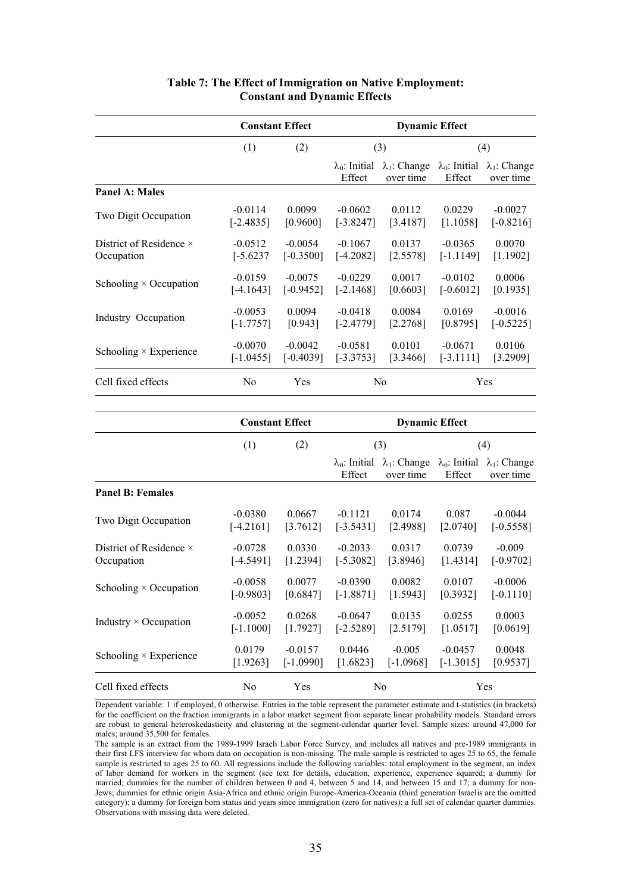**Table 7: The Effect of Immigration on Native Employment: Constant and Dynamic Effects**

| | Constant Effect | | Dynamic Effect | | | |
|---|---|---|---|---|---|---|
| | (1) | (2) | (3) | | (4) | |
| | | | $\lambda_0$: Initial Effect | $\lambda_1$: Change over time | $\lambda_0$: Initial Effect | $\lambda_1$: Change over time |
| **Panel A: Males** | | | | | | |
| Two Digit Occupation | -0.0114 [-2.4835] | 0.0099 [0.9600] | -0.0602 [-3.8247] | 0.0112 [3.4187] | 0.0229 [1.1058] | -0.0027 [-0.8216] |
| District of Residence × Occupation | -0.0512 [-5.6237 | -0.0054 [-0.3500] | -0.1067 [-4.2082] | 0.0137 [2.5578] | -0.0365 [-1.1149] | 0.0070 [1.1902] |
| Schooling × Occupation | -0.0159 [-4.1643] | -0.0075 [-0.9452] | -0.0229 [-2.1468] | 0.0017 [0.6603] | -0.0102 [-0.6012] | 0.0006 [0.1935] |
| Industry Occupation | -0.0053 [-1.7757] | 0.0094 [0.943] | -0.0418 [-2.4779] | 0.0084 [2.2768] | 0.0169 [0.8795] | -0.0016 [-0.5225] |
| Schooling × Experience | -0.0070 [-1.0455] | -0.0042 [-0.4039] | -0.0581 [-3.3753] | 0.0101 [3.3466] | -0.0671 [-3.1111] | 0.0106 [3.2909] |
| Cell fixed effects | No | Yes | No | | Yes | |

| | Constant Effect | | Dynamic Effect | | | |
|---|---|---|---|---|---|---|
| | (1) | (2) | (3) | | (4) | |
| | | | $\lambda_0$: Initial Effect | $\lambda_1$: Change over time | $\lambda_0$: Initial Effect | $\lambda_1$: Change over time |
| **Panel B: Females** | | | | | | |
| Two Digit Occupation | -0.0380 [-4.2161] | 0.0667 [3.7612] | -0.1121 [-3.5431] | 0.0174 [2.4988] | 0.087 [2.0740] | -0.0044 [-0.5558] |
| District of Residence × Occupation | -0.0728 [-4.5491] | 0.0330 [1.2394] | -0.2033 [-5.3082] | 0.0317 [3.8946] | 0.0739 [1.4314] | -0.009 [-0.9702] |
| Schooling × Occupation | -0.0058 [-0.9803] | 0.0077 [0.6847] | -0.0390 [-1.8871] | 0.0082 [1.5943] | 0.0107 [0.3932] | -0.0006 [-0.1110] |
| Industry × Occupation | -0.0052 [-1.1000] | 0.0268 [1.7927] | -0.0647 [-2.5289] | 0.0135 [2.5179] | 0.0255 [1.0517] | 0.0003 [0.0619] |
| Schooling × Experience | 0.0179 [1.9263] | -0.0157 [-1.0990] | 0.0446 [1.6823] | -0.005 [-1.0968] | -0.0457 [-1.3015] | 0.0048 [0.9537] |
| Cell fixed effects | No | Yes | No | | Yes | |

Dependent variable: 1 if employed, 0 otherwise. Entries in the table represent the parameter estimate and t-statistics (in brackets) for the coefficient on the fraction immigrants in a labor market segment from separate linear probability models. Standard errors are robust to general heteroskedasticity and clustering at the segment-calendar quarter level. Sample sizes: around 47,000 for males; around 35,500 for females.

The sample is an extract from the 1989-1999 Israeli Labor Force Survey, and includes all natives and pre-1989 immigrants in their first LFS interview for whom data on occupation is non-missing. The male sample is restricted to ages 25 to 65, the female sample is restricted to ages 25 to 60. All regressions include the following variables: total employment in the segment, an index of labor demand for workers in the segment (see text for details, education, experience, experience squared; a dummy for married; dummies for the number of children between 0 and 4, between 5 and 14, and between 15 and 17; a dummy for non-Jews; dummies for ethnic origin Asia-Africa and ethnic origin Europe-America-Oceania (third generation Israelis are the omitted category); a dummy for foreign born status and years since immigration (zero for natives); a full set of calendar quarter dummies. Observations with missing data were deleted.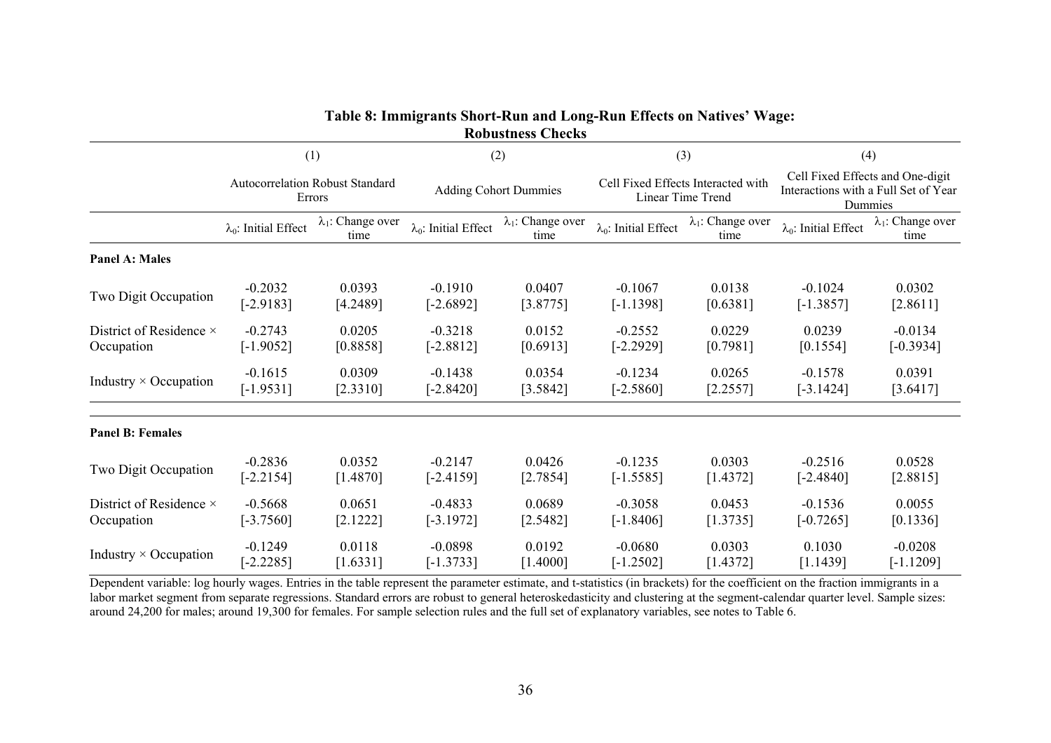**Table 8: Immigrants Short-Run and Long-Run Effects on Natives' Wage: Robustness Checks**

| | (1) | | (2) | | (3) | | (4) | |
|---|---|---|---|---|---|---|---|---|
| | Autocorrelation Robust Standard Errors | | Adding Cohort Dummies | | Cell Fixed Effects Interacted with Linear Time Trend | | Cell Fixed Effects and One-digit Interactions with a Full Set of Year Dummies | |
| | $\lambda_0$: Initial Effect | $\lambda_1$: Change over time | $\lambda_0$: Initial Effect | $\lambda_1$: Change over time | $\lambda_0$: Initial Effect | $\lambda_1$: Change over time | $\lambda_0$: Initial Effect | $\lambda_1$: Change over time |
| **Panel A: Males** | | | | | | | | |
| Two Digit Occupation | -0.2032 [-2.9183] | 0.0393 [4.2489] | -0.1910 [-2.6892] | 0.0407 [3.8775] | -0.1067 [-1.1398] | 0.0138 [0.6381] | -0.1024 [-1.3857] | 0.0302 [2.8611] |
| District of Residence × Occupation | -0.2743 [-1.9052] | 0.0205 [0.8858] | -0.3218 [-2.8812] | 0.0152 [0.6913] | -0.2552 [-2.2929] | 0.0229 [0.7981] | 0.0239 [0.1554] | -0.0134 [-0.3934] |
| Industry × Occupation | -0.1615 [-1.9531] | 0.0309 [2.3310] | -0.1438 [-2.8420] | 0.0354 [3.5842] | -0.1234 [-2.5860] | 0.0265 [2.2557] | -0.1578 [-3.1424] | 0.0391 [3.6417] |
| **Panel B: Females** | | | | | | | | |
| Two Digit Occupation | -0.2836 [-2.2154] | 0.0352 [1.4870] | -0.2147 [-2.4159] | 0.0426 [2.7854] | -0.1235 [-1.5585] | 0.0303 [1.4372] | -0.2516 [-2.4840] | 0.0528 [2.8815] |
| District of Residence × Occupation | -0.5668 [-3.7560] | 0.0651 [2.1222] | -0.4833 [-3.1972] | 0.0689 [2.5482] | -0.3058 [-1.8406] | 0.0453 [1.3735] | -0.1536 [-0.7265] | 0.0055 [0.1336] |
| Industry × Occupation | -0.1249 [-2.2285] | 0.0118 [1.6331] | -0.0898 [-1.3733] | 0.0192 [1.4000] | -0.0680 [-1.2502] | 0.0303 [1.4372] | 0.1030 [1.1439] | -0.0208 [-1.1209] |

Dependent variable: log hourly wages. Entries in the table represent the parameter estimate, and t-statistics (in brackets) for the coefficient on the fraction immigrants in a labor market segment from separate regressions. Standard errors are robust to general heteroskedasticity and clustering at the segment-calendar quarter level. Sample sizes: around 24,200 for males; around 19,300 for females. For sample selection rules and the full set of explanatory variables, see notes to Table 6.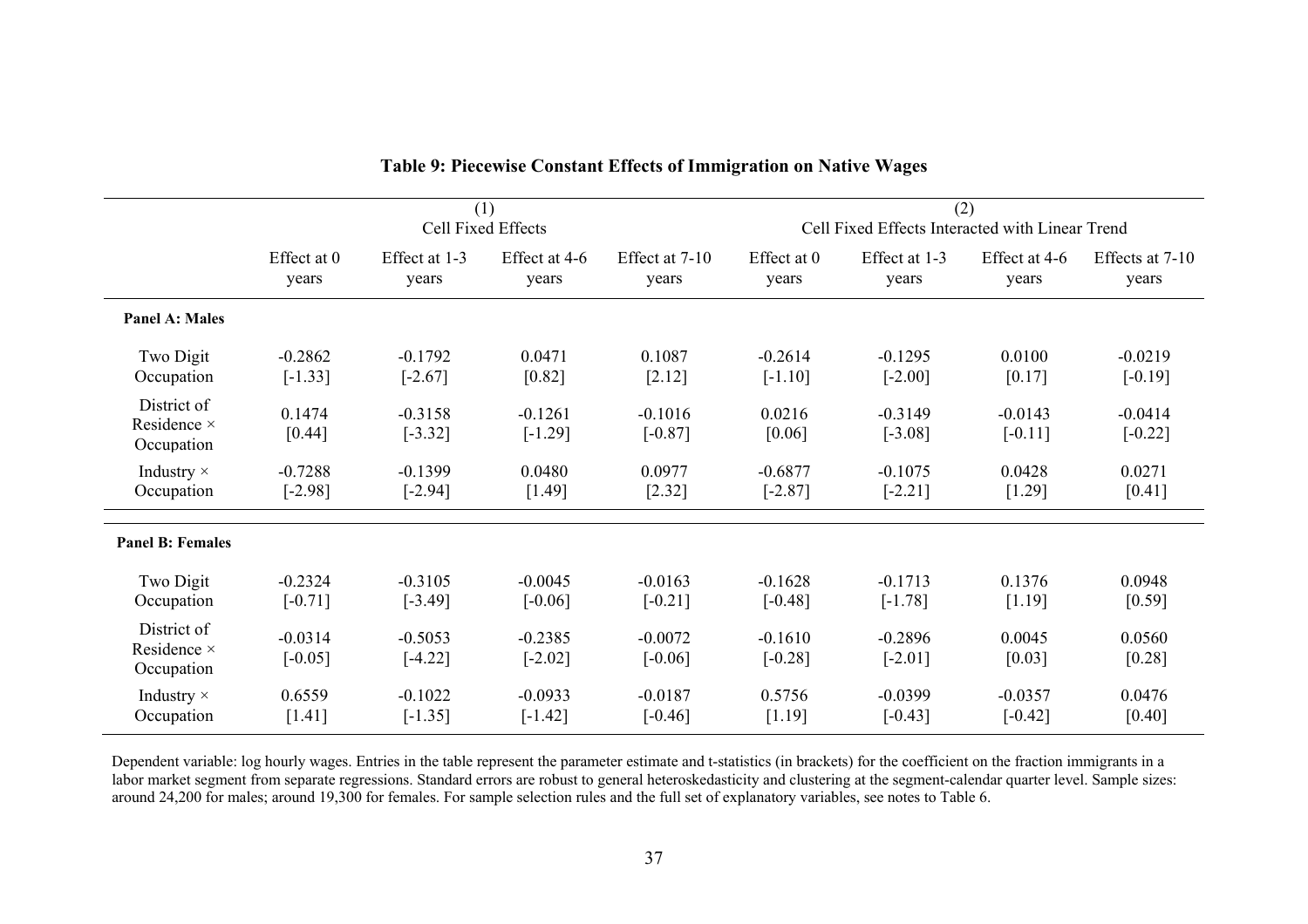**Table 9: Piecewise Constant Effects of Immigration on Native Wages**

| | (1) Cell Fixed Effects | | | | (2) Cell Fixed Effects Interacted with Linear Trend | | | |
|---|---|---|---|---|---|---|---|---|
| | Effect at 0 years | Effect at 1-3 years | Effect at 4-6 years | Effect at 7-10 years | Effect at 0 years | Effect at 1-3 years | Effect at 4-6 years | Effects at 7-10 years |
| **Panel A: Males** | | | | | | | | |
| Two Digit Occupation | -0.2862 [-1.33] | -0.1792 [-2.67] | 0.0471 [0.82] | 0.1087 [2.12] | -0.2614 [-1.10] | -0.1295 [-2.00] | 0.0100 [0.17] | -0.0219 [-0.19] |
| District of Residence × Occupation | 0.1474 [0.44] | -0.3158 [-3.32] | -0.1261 [-1.29] | -0.1016 [-0.87] | 0.0216 [0.06] | -0.3149 [-3.08] | -0.0143 [-0.11] | -0.0414 [-0.22] |
| Industry × Occupation | -0.7288 [-2.98] | -0.1399 [-2.94] | 0.0480 [1.49] | 0.0977 [2.32] | -0.6877 [-2.87] | -0.1075 [-2.21] | 0.0428 [1.29] | 0.0271 [0.41] |
| **Panel B: Females** | | | | | | | | |
| Two Digit Occupation | -0.2324 [-0.71] | -0.3105 [-3.49] | -0.0045 [-0.06] | -0.0163 [-0.21] | -0.1628 [-0.48] | -0.1713 [-1.78] | 0.1376 [1.19] | 0.0948 [0.59] |
| District of Residence × Occupation | -0.0314 [-0.05] | -0.5053 [-4.22] | -0.2385 [-2.02] | -0.0072 [-0.06] | -0.1610 [-0.28] | -0.2896 [-2.01] | 0.0045 [0.03] | 0.0560 [0.28] |
| Industry × Occupation | 0.6559 [1.41] | -0.1022 [-1.35] | -0.0933 [-1.42] | -0.0187 [-0.46] | 0.5756 [1.19] | -0.0399 [-0.43] | -0.0357 [-0.42] | 0.0476 [0.40] |

Dependent variable: log hourly wages. Entries in the table represent the parameter estimate and t-statistics (in brackets) for the coefficient on the fraction immigrants in a labor market segment from separate regressions. Standard errors are robust to general heteroskedasticity and clustering at the segment-calendar quarter level. Sample sizes: around 24,200 for males; around 19,300 for females. For sample selection rules and the full set of explanatory variables, see notes to Table 6.